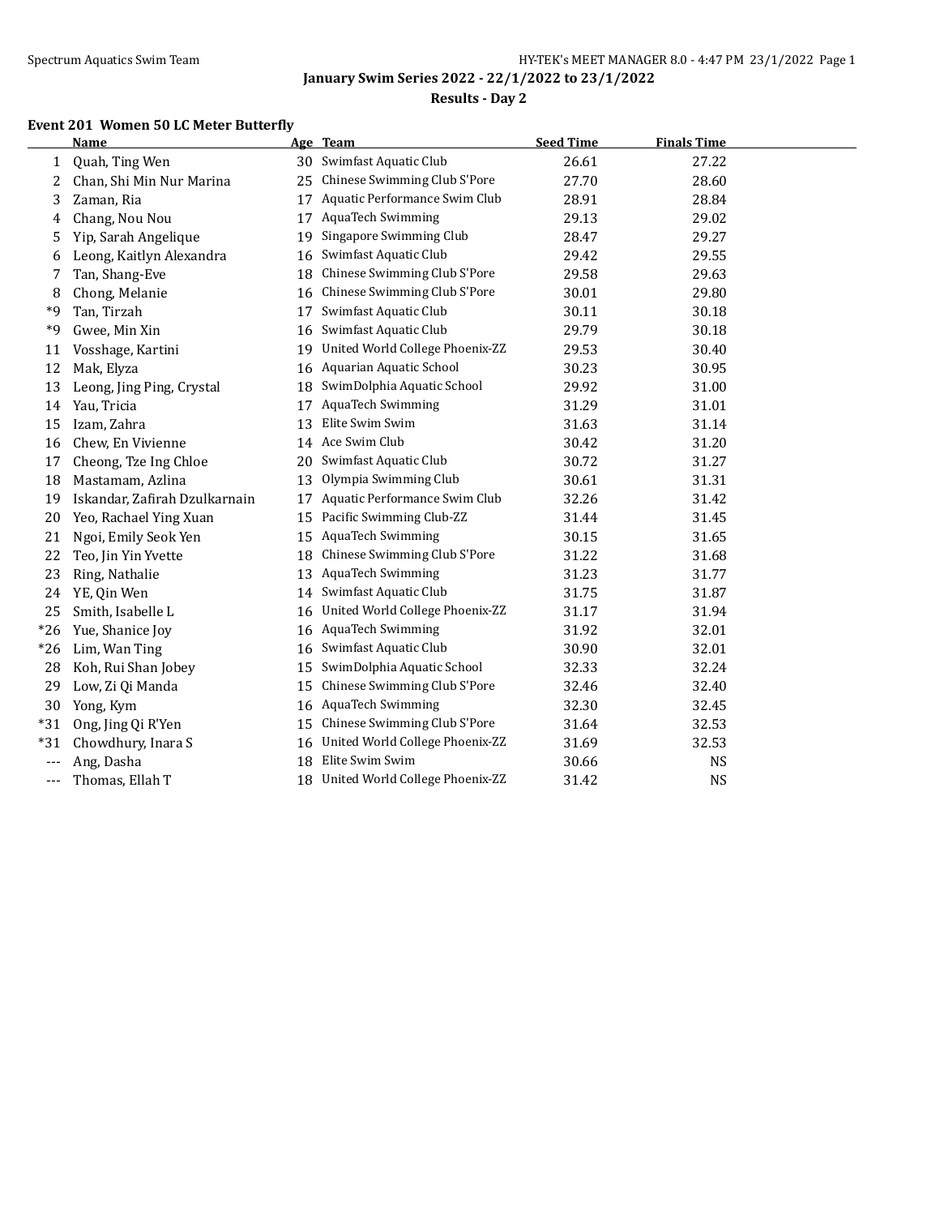## January Swim Series 2022 - 22/1/2022 to 23/1/2022

### Results - Day 2

**Event 201 Women 50 LC Meter Butterfly**

| | Name | Age | Team | Seed Time | Finals Time |
|---|---|---|---|---|---|
| 1 | Quah, Ting Wen | 30 | Swimfast Aquatic Club | 26.61 | 27.22 |
| 2 | Chan, Shi Min Nur Marina | 25 | Chinese Swimming Club S'Pore | 27.70 | 28.60 |
| 3 | Zaman, Ria | 17 | Aquatic Performance Swim Club | 28.91 | 28.84 |
| 4 | Chang, Nou Nou | 17 | AquaTech Swimming | 29.13 | 29.02 |
| 5 | Yip, Sarah Angelique | 19 | Singapore Swimming Club | 28.47 | 29.27 |
| 6 | Leong, Kaitlyn Alexandra | 16 | Swimfast Aquatic Club | 29.42 | 29.55 |
| 7 | Tan, Shang-Eve | 18 | Chinese Swimming Club S'Pore | 29.58 | 29.63 |
| 8 | Chong, Melanie | 16 | Chinese Swimming Club S'Pore | 30.01 | 29.80 |
| *9 | Tan, Tirzah | 17 | Swimfast Aquatic Club | 30.11 | 30.18 |
| *9 | Gwee, Min Xin | 16 | Swimfast Aquatic Club | 29.79 | 30.18 |
| 11 | Vosshage, Kartini | 19 | United World College Phoenix-ZZ | 29.53 | 30.40 |
| 12 | Mak, Elyza | 16 | Aquarian Aquatic School | 30.23 | 30.95 |
| 13 | Leong, Jing Ping, Crystal | 18 | SwimDolphia Aquatic School | 29.92 | 31.00 |
| 14 | Yau, Tricia | 17 | AquaTech Swimming | 31.29 | 31.01 |
| 15 | Izam, Zahra | 13 | Elite Swim Swim | 31.63 | 31.14 |
| 16 | Chew, En Vivienne | 14 | Ace Swim Club | 30.42 | 31.20 |
| 17 | Cheong, Tze Ing Chloe | 20 | Swimfast Aquatic Club | 30.72 | 31.27 |
| 18 | Mastamam, Azlina | 13 | Olympia Swimming Club | 30.61 | 31.31 |
| 19 | Iskandar, Zafirah Dzulkarnain | 17 | Aquatic Performance Swim Club | 32.26 | 31.42 |
| 20 | Yeo, Rachael Ying Xuan | 15 | Pacific Swimming Club-ZZ | 31.44 | 31.45 |
| 21 | Ngoi, Emily Seok Yen | 15 | AquaTech Swimming | 30.15 | 31.65 |
| 22 | Teo, Jin Yin Yvette | 18 | Chinese Swimming Club S'Pore | 31.22 | 31.68 |
| 23 | Ring, Nathalie | 13 | AquaTech Swimming | 31.23 | 31.77 |
| 24 | YE, Qin Wen | 14 | Swimfast Aquatic Club | 31.75 | 31.87 |
| 25 | Smith, Isabelle L | 16 | United World College Phoenix-ZZ | 31.17 | 31.94 |
| *26 | Yue, Shanice Joy | 16 | AquaTech Swimming | 31.92 | 32.01 |
| *26 | Lim, Wan Ting | 16 | Swimfast Aquatic Club | 30.90 | 32.01 |
| 28 | Koh, Rui Shan Jobey | 15 | SwimDolphia Aquatic School | 32.33 | 32.24 |
| 29 | Low, Zi Qi Manda | 15 | Chinese Swimming Club S'Pore | 32.46 | 32.40 |
| 30 | Yong, Kym | 16 | AquaTech Swimming | 32.30 | 32.45 |
| *31 | Ong, Jing Qi R'Yen | 15 | Chinese Swimming Club S'Pore | 31.64 | 32.53 |
| *31 | Chowdhury, Inara S | 16 | United World College Phoenix-ZZ | 31.69 | 32.53 |
| --- | Ang, Dasha | 18 | Elite Swim Swim | 30.66 | NS |
| --- | Thomas, Ellah T | 18 | United World College Phoenix-ZZ | 31.42 | NS |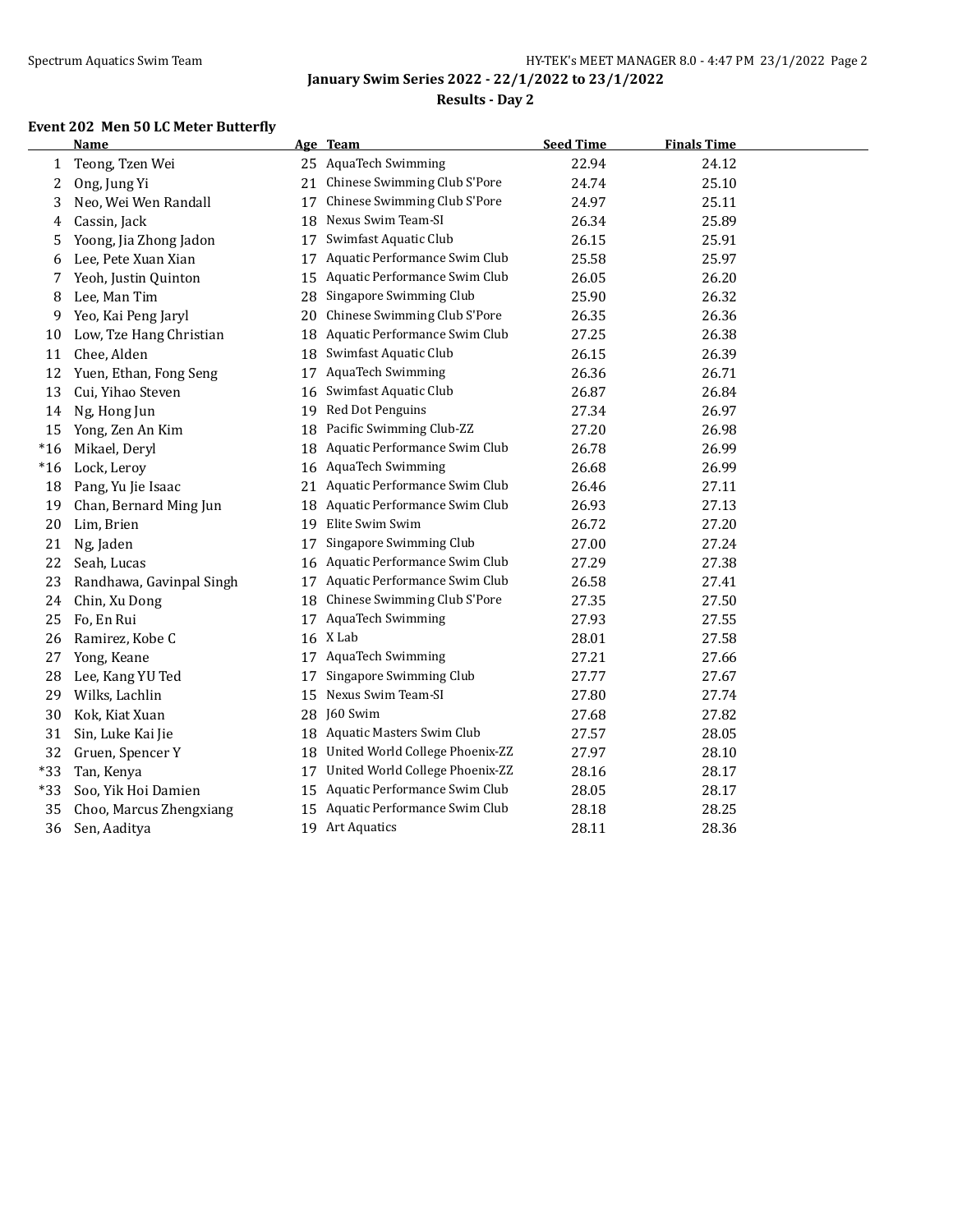## January Swim Series 2022 - 22/1/2022 to 23/1/2022

### Results - Day 2

#### Event 202 Men 50 LC Meter Butterfly

| | Name | Age | Team | Seed Time | Finals Time |
|---|---|---|---|---|---|
| 1 | Teong, Tzen Wei | 25 | AquaTech Swimming | 22.94 | 24.12 |
| 2 | Ong, Jung Yi | 21 | Chinese Swimming Club S'Pore | 24.74 | 25.10 |
| 3 | Neo, Wei Wen Randall | 17 | Chinese Swimming Club S'Pore | 24.97 | 25.11 |
| 4 | Cassin, Jack | 18 | Nexus Swim Team-SI | 26.34 | 25.89 |
| 5 | Yoong, Jia Zhong Jadon | 17 | Swimfast Aquatic Club | 26.15 | 25.91 |
| 6 | Lee, Pete Xuan Xian | 17 | Aquatic Performance Swim Club | 25.58 | 25.97 |
| 7 | Yeoh, Justin Quinton | 15 | Aquatic Performance Swim Club | 26.05 | 26.20 |
| 8 | Lee, Man Tim | 28 | Singapore Swimming Club | 25.90 | 26.32 |
| 9 | Yeo, Kai Peng Jaryl | 20 | Chinese Swimming Club S'Pore | 26.35 | 26.36 |
| 10 | Low, Tze Hang Christian | 18 | Aquatic Performance Swim Club | 27.25 | 26.38 |
| 11 | Chee, Alden | 18 | Swimfast Aquatic Club | 26.15 | 26.39 |
| 12 | Yuen, Ethan, Fong Seng | 17 | AquaTech Swimming | 26.36 | 26.71 |
| 13 | Cui, Yihao Steven | 16 | Swimfast Aquatic Club | 26.87 | 26.84 |
| 14 | Ng, Hong Jun | 19 | Red Dot Penguins | 27.34 | 26.97 |
| 15 | Yong, Zen An Kim | 18 | Pacific Swimming Club-ZZ | 27.20 | 26.98 |
| *16 | Mikael, Deryl | 18 | Aquatic Performance Swim Club | 26.78 | 26.99 |
| *16 | Lock, Leroy | 16 | AquaTech Swimming | 26.68 | 26.99 |
| 18 | Pang, Yu Jie Isaac | 21 | Aquatic Performance Swim Club | 26.46 | 27.11 |
| 19 | Chan, Bernard Ming Jun | 18 | Aquatic Performance Swim Club | 26.93 | 27.13 |
| 20 | Lim, Brien | 19 | Elite Swim Swim | 26.72 | 27.20 |
| 21 | Ng, Jaden | 17 | Singapore Swimming Club | 27.00 | 27.24 |
| 22 | Seah, Lucas | 16 | Aquatic Performance Swim Club | 27.29 | 27.38 |
| 23 | Randhawa, Gavinpal Singh | 17 | Aquatic Performance Swim Club | 26.58 | 27.41 |
| 24 | Chin, Xu Dong | 18 | Chinese Swimming Club S'Pore | 27.35 | 27.50 |
| 25 | Fo, En Rui | 17 | AquaTech Swimming | 27.93 | 27.55 |
| 26 | Ramirez, Kobe C | 16 | X Lab | 28.01 | 27.58 |
| 27 | Yong, Keane | 17 | AquaTech Swimming | 27.21 | 27.66 |
| 28 | Lee, Kang YU Ted | 17 | Singapore Swimming Club | 27.77 | 27.67 |
| 29 | Wilks, Lachlin | 15 | Nexus Swim Team-SI | 27.80 | 27.74 |
| 30 | Kok, Kiat Xuan | 28 | J60 Swim | 27.68 | 27.82 |
| 31 | Sin, Luke Kai Jie | 18 | Aquatic Masters Swim Club | 27.57 | 28.05 |
| 32 | Gruen, Spencer Y | 18 | United World College Phoenix-ZZ | 27.97 | 28.10 |
| *33 | Tan, Kenya | 17 | United World College Phoenix-ZZ | 28.16 | 28.17 |
| *33 | Soo, Yik Hoi Damien | 15 | Aquatic Performance Swim Club | 28.05 | 28.17 |
| 35 | Choo, Marcus Zhengxiang | 15 | Aquatic Performance Swim Club | 28.18 | 28.25 |
| 36 | Sen, Aaditya | 19 | Art Aquatics | 28.11 | 28.36 |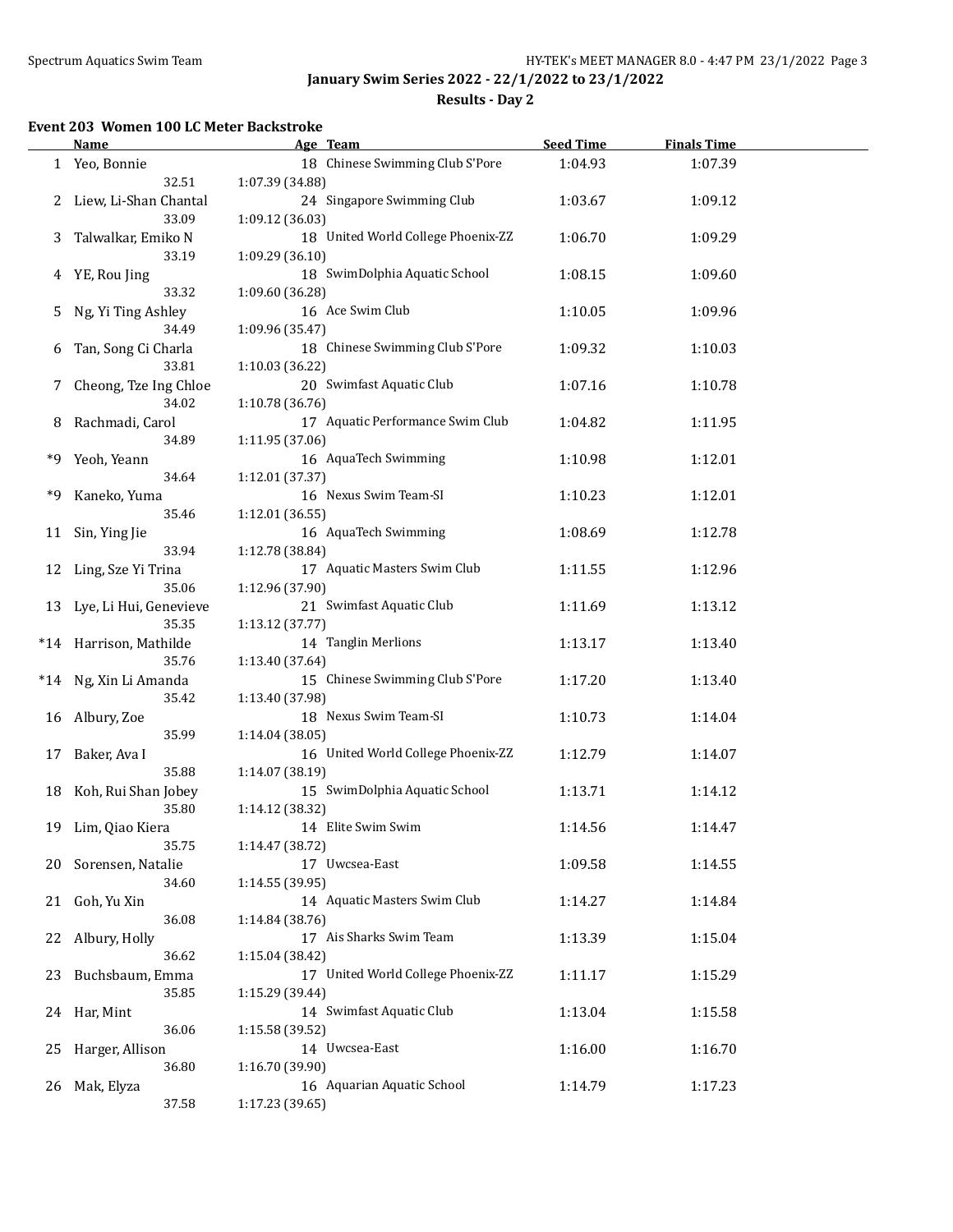January Swim Series 2022 - 22/1/2022 to 23/1/2022

Results - Day 2

### Event 203 Women 100 LC Meter Backstroke

| | Name | Age | Team | Seed Time | Finals Time |
|---|---|---|---|---|---|
| 1 | Yeo, Bonnie | 18 | Chinese Swimming Club S'Pore | 1:04.93 | 1:07.39 |
| | 32.51 | 1:07.39 (34.88) | | | |
| 2 | Liew, Li-Shan Chantal | 24 | Singapore Swimming Club | 1:03.67 | 1:09.12 |
| | 33.09 | 1:09.12 (36.03) | | | |
| 3 | Talwalkar, Emiko N | 18 | United World College Phoenix-ZZ | 1:06.70 | 1:09.29 |
| | 33.19 | 1:09.29 (36.10) | | | |
| 4 | YE, Rou Jing | 18 | SwimDolphia Aquatic School | 1:08.15 | 1:09.60 |
| | 33.32 | 1:09.60 (36.28) | | | |
| 5 | Ng, Yi Ting Ashley | 16 | Ace Swim Club | 1:10.05 | 1:09.96 |
| | 34.49 | 1:09.96 (35.47) | | | |
| 6 | Tan, Song Ci Charla | 18 | Chinese Swimming Club S'Pore | 1:09.32 | 1:10.03 |
| | 33.81 | 1:10.03 (36.22) | | | |
| 7 | Cheong, Tze Ing Chloe | 20 | Swimfast Aquatic Club | 1:07.16 | 1:10.78 |
| | 34.02 | 1:10.78 (36.76) | | | |
| 8 | Rachmadi, Carol | 17 | Aquatic Performance Swim Club | 1:04.82 | 1:11.95 |
| | 34.89 | 1:11.95 (37.06) | | | |
| *9 | Yeoh, Yeann | 16 | AquaTech Swimming | 1:10.98 | 1:12.01 |
| | 34.64 | 1:12.01 (37.37) | | | |
| *9 | Kaneko, Yuma | 16 | Nexus Swim Team-SI | 1:10.23 | 1:12.01 |
| | 35.46 | 1:12.01 (36.55) | | | |
| 11 | Sin, Ying Jie | 16 | AquaTech Swimming | 1:08.69 | 1:12.78 |
| | 33.94 | 1:12.78 (38.84) | | | |
| 12 | Ling, Sze Yi Trina | 17 | Aquatic Masters Swim Club | 1:11.55 | 1:12.96 |
| | 35.06 | 1:12.96 (37.90) | | | |
| 13 | Lye, Li Hui, Genevieve | 21 | Swimfast Aquatic Club | 1:11.69 | 1:13.12 |
| | 35.35 | 1:13.12 (37.77) | | | |
| *14 | Harrison, Mathilde | 14 | Tanglin Merlions | 1:13.17 | 1:13.40 |
| | 35.76 | 1:13.40 (37.64) | | | |
| *14 | Ng, Xin Li Amanda | 15 | Chinese Swimming Club S'Pore | 1:17.20 | 1:13.40 |
| | 35.42 | 1:13.40 (37.98) | | | |
| 16 | Albury, Zoe | 18 | Nexus Swim Team-SI | 1:10.73 | 1:14.04 |
| | 35.99 | 1:14.04 (38.05) | | | |
| 17 | Baker, Ava I | 16 | United World College Phoenix-ZZ | 1:12.79 | 1:14.07 |
| | 35.88 | 1:14.07 (38.19) | | | |
| 18 | Koh, Rui Shan Jobey | 15 | SwimDolphia Aquatic School | 1:13.71 | 1:14.12 |
| | 35.80 | 1:14.12 (38.32) | | | |
| 19 | Lim, Qiao Kiera | 14 | Elite Swim Swim | 1:14.56 | 1:14.47 |
| | 35.75 | 1:14.47 (38.72) | | | |
| 20 | Sorensen, Natalie | 17 | Uwcsea-East | 1:09.58 | 1:14.55 |
| | 34.60 | 1:14.55 (39.95) | | | |
| 21 | Goh, Yu Xin | 14 | Aquatic Masters Swim Club | 1:14.27 | 1:14.84 |
| | 36.08 | 1:14.84 (38.76) | | | |
| 22 | Albury, Holly | 17 | Ais Sharks Swim Team | 1:13.39 | 1:15.04 |
| | 36.62 | 1:15.04 (38.42) | | | |
| 23 | Buchsbaum, Emma | 17 | United World College Phoenix-ZZ | 1:11.17 | 1:15.29 |
| | 35.85 | 1:15.29 (39.44) | | | |
| 24 | Har, Mint | 14 | Swimfast Aquatic Club | 1:13.04 | 1:15.58 |
| | 36.06 | 1:15.58 (39.52) | | | |
| 25 | Harger, Allison | 14 | Uwcsea-East | 1:16.00 | 1:16.70 |
| | 36.80 | 1:16.70 (39.90) | | | |
| 26 | Mak, Elyza | 16 | Aquarian Aquatic School | 1:14.79 | 1:17.23 |
| | 37.58 | 1:17.23 (39.65) | | | |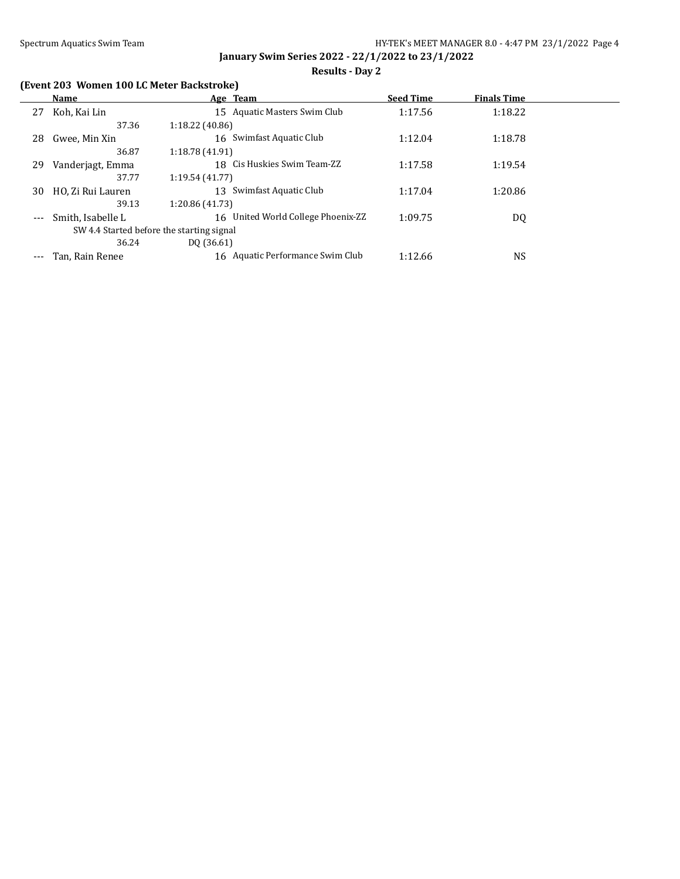## January Swim Series 2022 - 22/1/2022 to 23/1/2022

### Results - Day 2

**(Event 203 Women 100 LC Meter Backstroke)**

| | Name | Age | Team | Seed Time | Finals Time |
|---|---|---|---|---|---|
| 27 | Koh, Kai Lin | 15 | Aquatic Masters Swim Club | 1:17.56 | 1:18.22 |
| | 37.36 | 1:18.22 (40.86) | | | |
| 28 | Gwee, Min Xin | 16 | Swimfast Aquatic Club | 1:12.04 | 1:18.78 |
| | 36.87 | 1:18.78 (41.91) | | | |
| 29 | Vanderjagt, Emma | 18 | Cis Huskies Swim Team-ZZ | 1:17.58 | 1:19.54 |
| | 37.77 | 1:19.54 (41.77) | | | |
| 30 | HO, Zi Rui Lauren | 13 | Swimfast Aquatic Club | 1:17.04 | 1:20.86 |
| | 39.13 | 1:20.86 (41.73) | | | |
| --- | Smith, Isabelle L | 16 | United World College Phoenix-ZZ | 1:09.75 | DQ |
| | SW 4.4 Started before the starting signal | | | | |
| | 36.24 | DQ (36.61) | | | |
| --- | Tan, Rain Renee | 16 | Aquatic Performance Swim Club | 1:12.66 | NS |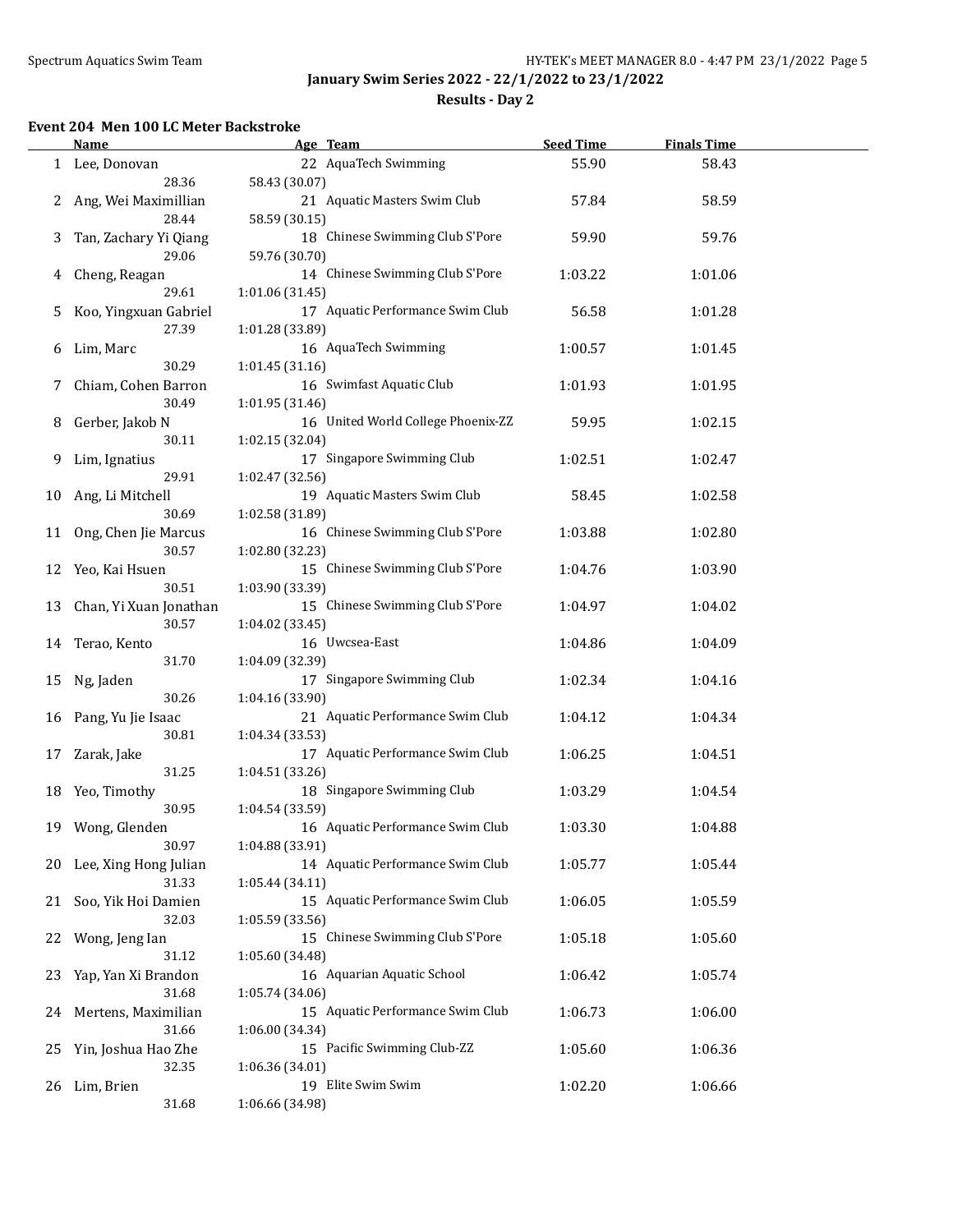January Swim Series 2022 - 22/1/2022 to 23/1/2022

Results - Day 2

### Event 204 Men 100 LC Meter Backstroke

| | Name | Age | Team | Seed Time | Finals Time |
|---|---|---|---|---|---|
| 1 | Lee, Donovan | 22 | AquaTech Swimming | 55.90 | 58.43 |
| | 28.36 | 58.43 (30.07) | | | |
| 2 | Ang, Wei Maximillian | 21 | Aquatic Masters Swim Club | 57.84 | 58.59 |
| | 28.44 | 58.59 (30.15) | | | |
| 3 | Tan, Zachary Yi Qiang | 18 | Chinese Swimming Club S'Pore | 59.90 | 59.76 |
| | 29.06 | 59.76 (30.70) | | | |
| 4 | Cheng, Reagan | 14 | Chinese Swimming Club S'Pore | 1:03.22 | 1:01.06 |
| | 29.61 | 1:01.06 (31.45) | | | |
| 5 | Koo, Yingxuan Gabriel | 17 | Aquatic Performance Swim Club | 56.58 | 1:01.28 |
| | 27.39 | 1:01.28 (33.89) | | | |
| 6 | Lim, Marc | 16 | AquaTech Swimming | 1:00.57 | 1:01.45 |
| | 30.29 | 1:01.45 (31.16) | | | |
| 7 | Chiam, Cohen Barron | 16 | Swimfast Aquatic Club | 1:01.93 | 1:01.95 |
| | 30.49 | 1:01.95 (31.46) | | | |
| 8 | Gerber, Jakob N | 16 | United World College Phoenix-ZZ | 59.95 | 1:02.15 |
| | 30.11 | 1:02.15 (32.04) | | | |
| 9 | Lim, Ignatius | 17 | Singapore Swimming Club | 1:02.51 | 1:02.47 |
| | 29.91 | 1:02.47 (32.56) | | | |
| 10 | Ang, Li Mitchell | 19 | Aquatic Masters Swim Club | 58.45 | 1:02.58 |
| | 30.69 | 1:02.58 (31.89) | | | |
| 11 | Ong, Chen Jie Marcus | 16 | Chinese Swimming Club S'Pore | 1:03.88 | 1:02.80 |
| | 30.57 | 1:02.80 (32.23) | | | |
| 12 | Yeo, Kai Hsuen | 15 | Chinese Swimming Club S'Pore | 1:04.76 | 1:03.90 |
| | 30.51 | 1:03.90 (33.39) | | | |
| 13 | Chan, Yi Xuan Jonathan | 15 | Chinese Swimming Club S'Pore | 1:04.97 | 1:04.02 |
| | 30.57 | 1:04.02 (33.45) | | | |
| 14 | Terao, Kento | 16 | Uwcsea-East | 1:04.86 | 1:04.09 |
| | 31.70 | 1:04.09 (32.39) | | | |
| 15 | Ng, Jaden | 17 | Singapore Swimming Club | 1:02.34 | 1:04.16 |
| | 30.26 | 1:04.16 (33.90) | | | |
| 16 | Pang, Yu Jie Isaac | 21 | Aquatic Performance Swim Club | 1:04.12 | 1:04.34 |
| | 30.81 | 1:04.34 (33.53) | | | |
| 17 | Zarak, Jake | 17 | Aquatic Performance Swim Club | 1:06.25 | 1:04.51 |
| | 31.25 | 1:04.51 (33.26) | | | |
| 18 | Yeo, Timothy | 18 | Singapore Swimming Club | 1:03.29 | 1:04.54 |
| | 30.95 | 1:04.54 (33.59) | | | |
| 19 | Wong, Glenden | 16 | Aquatic Performance Swim Club | 1:03.30 | 1:04.88 |
| | 30.97 | 1:04.88 (33.91) | | | |
| 20 | Lee, Xing Hong Julian | 14 | Aquatic Performance Swim Club | 1:05.77 | 1:05.44 |
| | 31.33 | 1:05.44 (34.11) | | | |
| 21 | Soo, Yik Hoi Damien | 15 | Aquatic Performance Swim Club | 1:06.05 | 1:05.59 |
| | 32.03 | 1:05.59 (33.56) | | | |
| 22 | Wong, Jeng Ian | 15 | Chinese Swimming Club S'Pore | 1:05.18 | 1:05.60 |
| | 31.12 | 1:05.60 (34.48) | | | |
| 23 | Yap, Yan Xi Brandon | 16 | Aquarian Aquatic School | 1:06.42 | 1:05.74 |
| | 31.68 | 1:05.74 (34.06) | | | |
| 24 | Mertens, Maximilian | 15 | Aquatic Performance Swim Club | 1:06.73 | 1:06.00 |
| | 31.66 | 1:06.00 (34.34) | | | |
| 25 | Yin, Joshua Hao Zhe | 15 | Pacific Swimming Club-ZZ | 1:05.60 | 1:06.36 |
| | 32.35 | 1:06.36 (34.01) | | | |
| 26 | Lim, Brien | 19 | Elite Swim Swim | 1:02.20 | 1:06.66 |
| | 31.68 | 1:06.66 (34.98) | | | |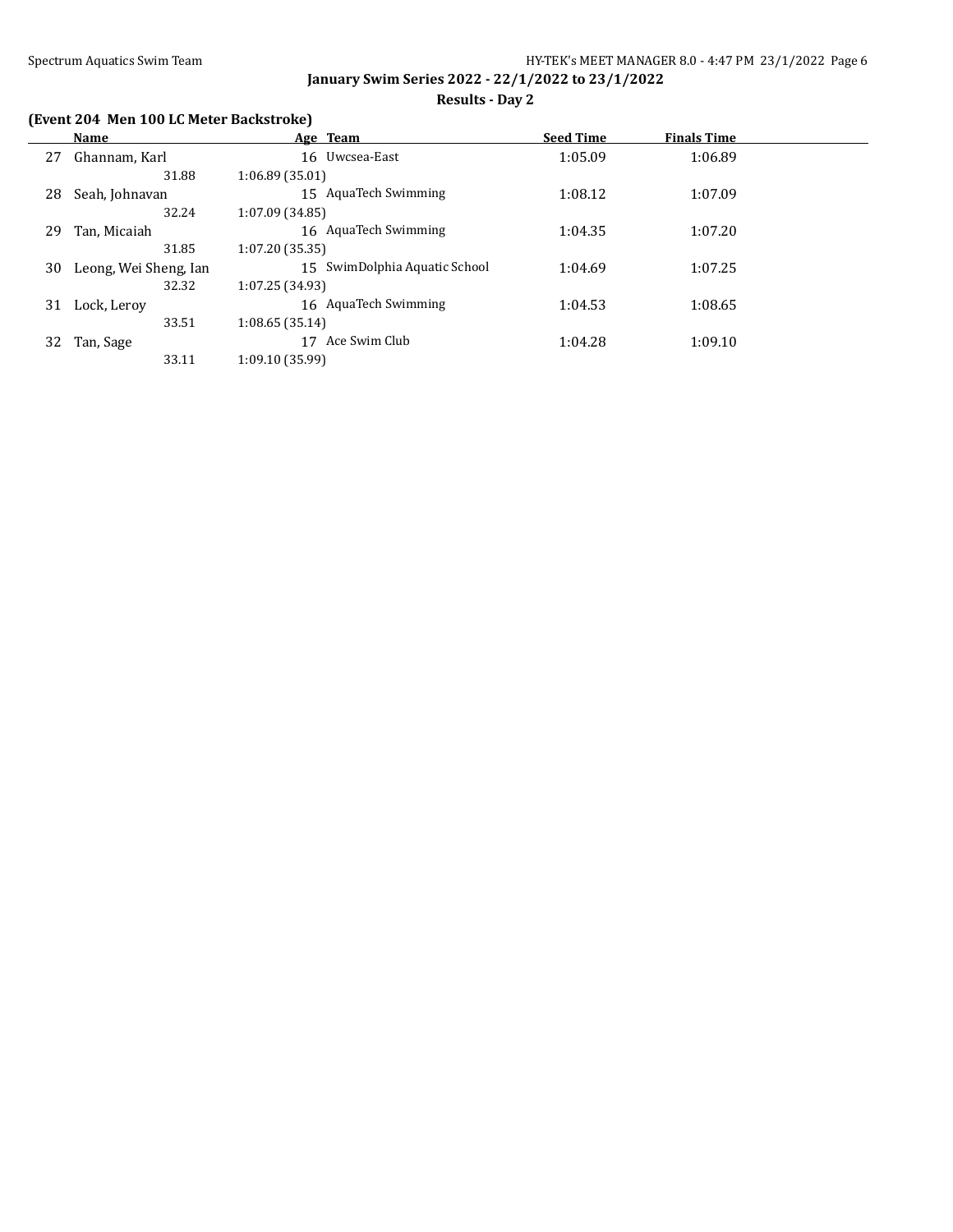**January Swim Series 2022 - 22/1/2022 to 23/1/2022**

**Results - Day 2**

### (Event 204 Men 100 LC Meter Backstroke)

| | Name | Age | Team | Seed Time | Finals Time |
|---|---|---|---|---|---|
| 27 | Ghannam, Karl | 16 | Uwcsea-East | 1:05.09 | 1:06.89 |
| | 31.88 | 1:06.89 (35.01) | | | |
| 28 | Seah, Johnavan | 15 | AquaTech Swimming | 1:08.12 | 1:07.09 |
| | 32.24 | 1:07.09 (34.85) | | | |
| 29 | Tan, Micaiah | 16 | AquaTech Swimming | 1:04.35 | 1:07.20 |
| | 31.85 | 1:07.20 (35.35) | | | |
| 30 | Leong, Wei Sheng, Ian | 15 | SwimDolphia Aquatic School | 1:04.69 | 1:07.25 |
| | 32.32 | 1:07.25 (34.93) | | | |
| 31 | Lock, Leroy | 16 | AquaTech Swimming | 1:04.53 | 1:08.65 |
| | 33.51 | 1:08.65 (35.14) | | | |
| 32 | Tan, Sage | 17 | Ace Swim Club | 1:04.28 | 1:09.10 |
| | 33.11 | 1:09.10 (35.99) | | | |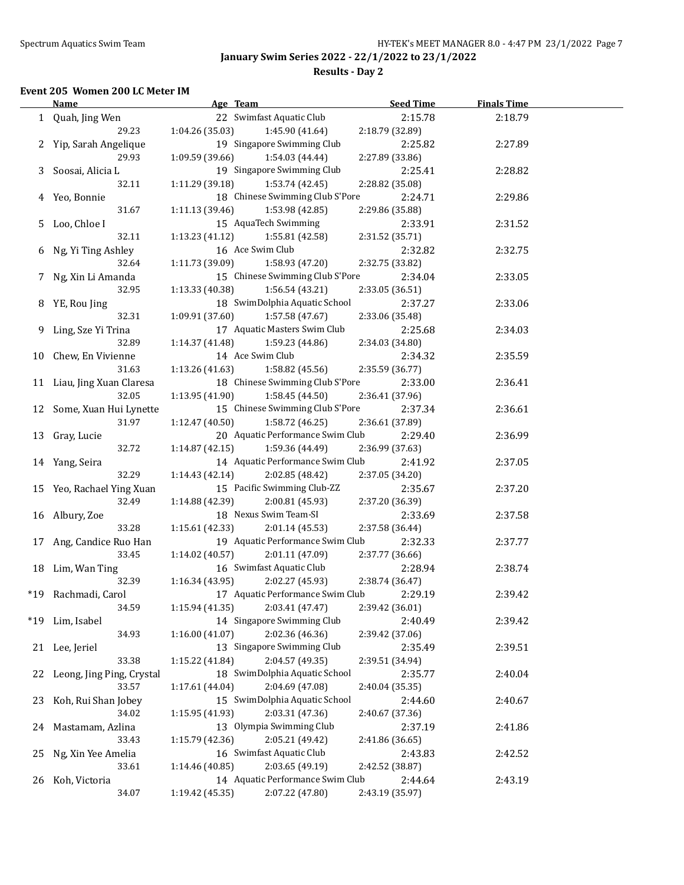**January Swim Series 2022 - 22/1/2022 to 23/1/2022**

**Results - Day 2**

### Event 205 Women 200 LC Meter IM

| | Name | Age | Team | Seed Time | Finals Time |
|---|---|---|---|---|---|
| 1 | Quah, Jing Wen | 22 | Swimfast Aquatic Club | 2:15.78 | 2:18.79 |
| | 29.23 | 1:04.26 (35.03) | 1:45.90 (41.64) | 2:18.79 (32.89) | |
| 2 | Yip, Sarah Angelique | 19 | Singapore Swimming Club | 2:25.82 | 2:27.89 |
| | 29.93 | 1:09.59 (39.66) | 1:54.03 (44.44) | 2:27.89 (33.86) | |
| 3 | Soosai, Alicia L | 19 | Singapore Swimming Club | 2:25.41 | 2:28.82 |
| | 32.11 | 1:11.29 (39.18) | 1:53.74 (42.45) | 2:28.82 (35.08) | |
| 4 | Yeo, Bonnie | 18 | Chinese Swimming Club S'Pore | 2:24.71 | 2:29.86 |
| | 31.67 | 1:11.13 (39.46) | 1:53.98 (42.85) | 2:29.86 (35.88) | |
| 5 | Loo, Chloe I | 15 | AquaTech Swimming | 2:33.91 | 2:31.52 |
| | 32.11 | 1:13.23 (41.12) | 1:55.81 (42.58) | 2:31.52 (35.71) | |
| 6 | Ng, Yi Ting Ashley | 16 | Ace Swim Club | 2:32.82 | 2:32.75 |
| | 32.64 | 1:11.73 (39.09) | 1:58.93 (47.20) | 2:32.75 (33.82) | |
| 7 | Ng, Xin Li Amanda | 15 | Chinese Swimming Club S'Pore | 2:34.04 | 2:33.05 |
| | 32.95 | 1:13.33 (40.38) | 1:56.54 (43.21) | 2:33.05 (36.51) | |
| 8 | YE, Rou Jing | 18 | SwimDolphia Aquatic School | 2:37.27 | 2:33.06 |
| | 32.31 | 1:09.91 (37.60) | 1:57.58 (47.67) | 2:33.06 (35.48) | |
| 9 | Ling, Sze Yi Trina | 17 | Aquatic Masters Swim Club | 2:25.68 | 2:34.03 |
| | 32.89 | 1:14.37 (41.48) | 1:59.23 (44.86) | 2:34.03 (34.80) | |
| 10 | Chew, En Vivienne | 14 | Ace Swim Club | 2:34.32 | 2:35.59 |
| | 31.63 | 1:13.26 (41.63) | 1:58.82 (45.56) | 2:35.59 (36.77) | |
| 11 | Liau, Jing Xuan Claresa | 18 | Chinese Swimming Club S'Pore | 2:33.00 | 2:36.41 |
| | 32.05 | 1:13.95 (41.90) | 1:58.45 (44.50) | 2:36.41 (37.96) | |
| 12 | Some, Xuan Hui Lynette | 15 | Chinese Swimming Club S'Pore | 2:37.34 | 2:36.61 |
| | 31.97 | 1:12.47 (40.50) | 1:58.72 (46.25) | 2:36.61 (37.89) | |
| 13 | Gray, Lucie | 20 | Aquatic Performance Swim Club | 2:29.40 | 2:36.99 |
| | 32.72 | 1:14.87 (42.15) | 1:59.36 (44.49) | 2:36.99 (37.63) | |
| 14 | Yang, Seira | 14 | Aquatic Performance Swim Club | 2:41.92 | 2:37.05 |
| | 32.29 | 1:14.43 (42.14) | 2:02.85 (48.42) | 2:37.05 (34.20) | |
| 15 | Yeo, Rachael Ying Xuan | 15 | Pacific Swimming Club-ZZ | 2:35.67 | 2:37.20 |
| | 32.49 | 1:14.88 (42.39) | 2:00.81 (45.93) | 2:37.20 (36.39) | |
| 16 | Albury, Zoe | 18 | Nexus Swim Team-SI | 2:33.69 | 2:37.58 |
| | 33.28 | 1:15.61 (42.33) | 2:01.14 (45.53) | 2:37.58 (36.44) | |
| 17 | Ang, Candice Ruo Han | 19 | Aquatic Performance Swim Club | 2:32.33 | 2:37.77 |
| | 33.45 | 1:14.02 (40.57) | 2:01.11 (47.09) | 2:37.77 (36.66) | |
| 18 | Lim, Wan Ting | 16 | Swimfast Aquatic Club | 2:28.94 | 2:38.74 |
| | 32.39 | 1:16.34 (43.95) | 2:02.27 (45.93) | 2:38.74 (36.47) | |
| *19 | Rachmadi, Carol | 17 | Aquatic Performance Swim Club | 2:29.19 | 2:39.42 |
| | 34.59 | 1:15.94 (41.35) | 2:03.41 (47.47) | 2:39.42 (36.01) | |
| *19 | Lim, Isabel | 14 | Singapore Swimming Club | 2:40.49 | 2:39.42 |
| | 34.93 | 1:16.00 (41.07) | 2:02.36 (46.36) | 2:39.42 (37.06) | |
| 21 | Lee, Jeriel | 13 | Singapore Swimming Club | 2:35.49 | 2:39.51 |
| | 33.38 | 1:15.22 (41.84) | 2:04.57 (49.35) | 2:39.51 (34.94) | |
| 22 | Leong, Jing Ping, Crystal | 18 | SwimDolphia Aquatic School | 2:35.77 | 2:40.04 |
| | 33.57 | 1:17.61 (44.04) | 2:04.69 (47.08) | 2:40.04 (35.35) | |
| 23 | Koh, Rui Shan Jobey | 15 | SwimDolphia Aquatic School | 2:44.60 | 2:40.67 |
| | 34.02 | 1:15.95 (41.93) | 2:03.31 (47.36) | 2:40.67 (37.36) | |
| 24 | Mastamam, Azlina | 13 | Olympia Swimming Club | 2:37.19 | 2:41.86 |
| | 33.43 | 1:15.79 (42.36) | 2:05.21 (49.42) | 2:41.86 (36.65) | |
| 25 | Ng, Xin Yee Amelia | 16 | Swimfast Aquatic Club | 2:43.83 | 2:42.52 |
| | 33.61 | 1:14.46 (40.85) | 2:03.65 (49.19) | 2:42.52 (38.87) | |
| 26 | Koh, Victoria | 14 | Aquatic Performance Swim Club | 2:44.64 | 2:43.19 |
| | 34.07 | 1:19.42 (45.35) | 2:07.22 (47.80) | 2:43.19 (35.97) | |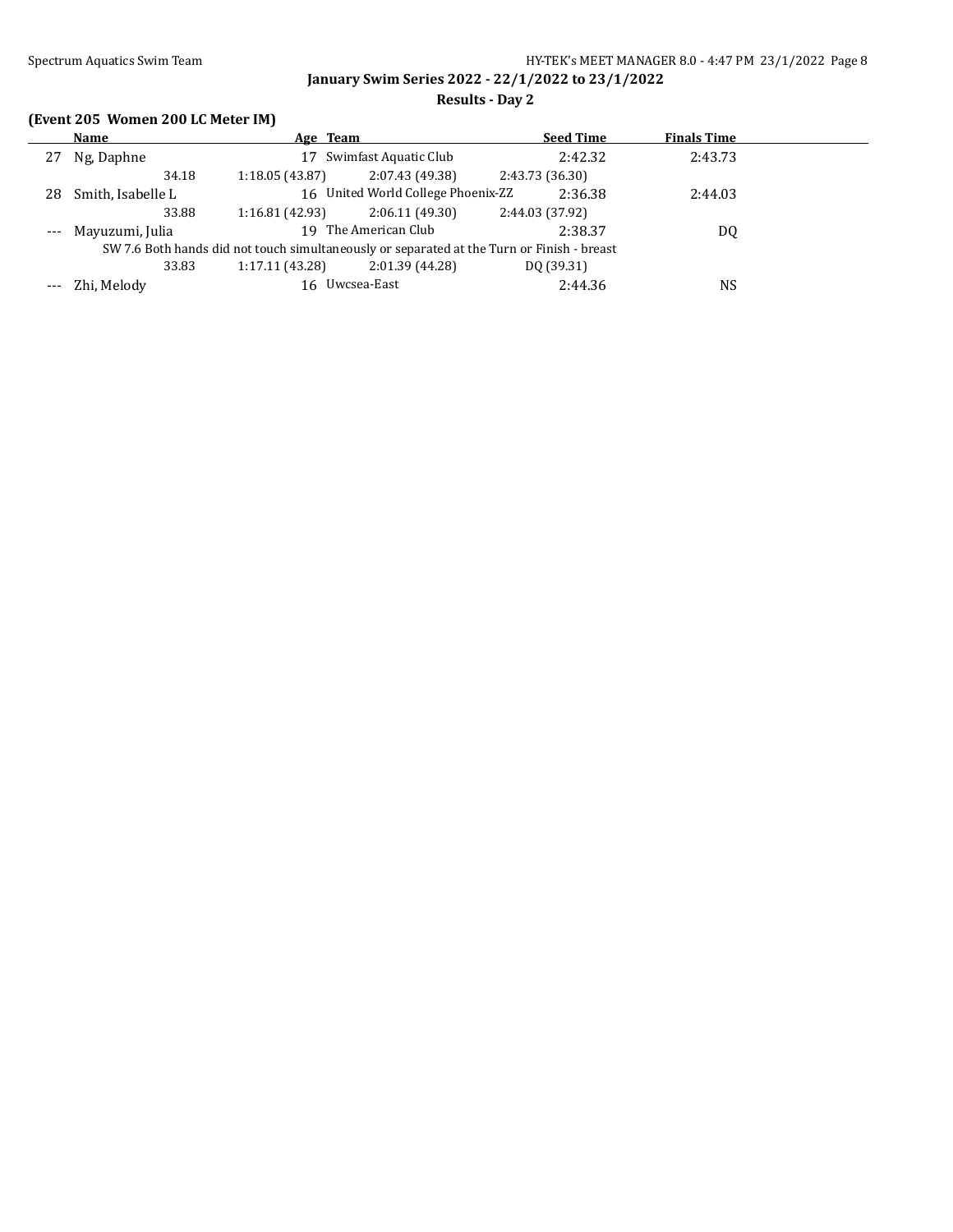**January Swim Series 2022 - 22/1/2022 to 23/1/2022**

**Results - Day 2**

### (Event 205 Women 200 LC Meter IM)

| | Name | Age | Team | Seed Time | Finals Time |
|---|---|---|---|---|---|
| 27 | Ng, Daphne | 17 | Swimfast Aquatic Club | 2:42.32 | 2:43.73 |
| | 34.18 | 1:18.05 (43.87) | 2:07.43 (49.38) | 2:43.73 (36.30) | |
| 28 | Smith, Isabelle L | 16 | United World College Phoenix-ZZ | 2:36.38 | 2:44.03 |
| | 33.88 | 1:16.81 (42.93) | 2:06.11 (49.30) | 2:44.03 (37.92) | |
| --- | Mayuzumi, Julia | 19 | The American Club | 2:38.37 | DQ |
| | SW 7.6 Both hands did not touch simultaneously or separated at the Turn or Finish - breast | | | | |
| | 33.83 | 1:17.11 (43.28) | 2:01.39 (44.28) | DQ (39.31) | |
| --- | Zhi, Melody | 16 | Uwcsea-East | 2:44.36 | NS |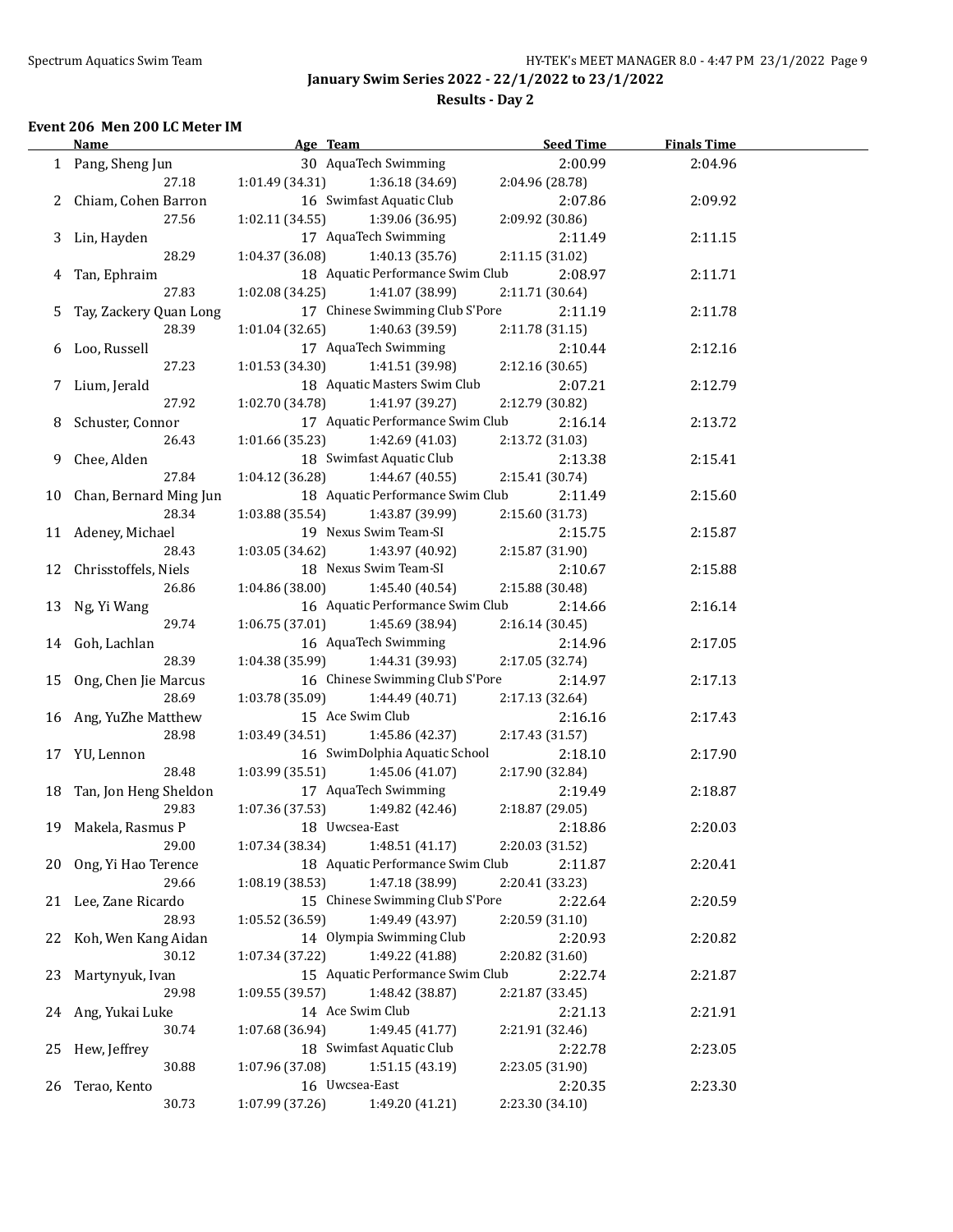January Swim Series 2022 - 22/1/2022 to 23/1/2022

Results - Day 2

### Event 206 Men 200 LC Meter IM

| | Name | Age | Team | Seed Time | Finals Time |
|---|---|---|---|---|---|
| 1 | Pang, Sheng Jun | 30 | AquaTech Swimming | 2:00.99 | 2:04.96 |
| | 27.18 | 1:01.49 (34.31) | 1:36.18 (34.69) | 2:04.96 (28.78) | |
| 2 | Chiam, Cohen Barron | 16 | Swimfast Aquatic Club | 2:07.86 | 2:09.92 |
| | 27.56 | 1:02.11 (34.55) | 1:39.06 (36.95) | 2:09.92 (30.86) | |
| 3 | Lin, Hayden | 17 | AquaTech Swimming | 2:11.49 | 2:11.15 |
| | 28.29 | 1:04.37 (36.08) | 1:40.13 (35.76) | 2:11.15 (31.02) | |
| 4 | Tan, Ephraim | 18 | Aquatic Performance Swim Club | 2:08.97 | 2:11.71 |
| | 27.83 | 1:02.08 (34.25) | 1:41.07 (38.99) | 2:11.71 (30.64) | |
| 5 | Tay, Zackery Quan Long | 17 | Chinese Swimming Club S'Pore | 2:11.19 | 2:11.78 |
| | 28.39 | 1:01.04 (32.65) | 1:40.63 (39.59) | 2:11.78 (31.15) | |
| 6 | Loo, Russell | 17 | AquaTech Swimming | 2:10.44 | 2:12.16 |
| | 27.23 | 1:01.53 (34.30) | 1:41.51 (39.98) | 2:12.16 (30.65) | |
| 7 | Lium, Jerald | 18 | Aquatic Masters Swim Club | 2:07.21 | 2:12.79 |
| | 27.92 | 1:02.70 (34.78) | 1:41.97 (39.27) | 2:12.79 (30.82) | |
| 8 | Schuster, Connor | 17 | Aquatic Performance Swim Club | 2:16.14 | 2:13.72 |
| | 26.43 | 1:01.66 (35.23) | 1:42.69 (41.03) | 2:13.72 (31.03) | |
| 9 | Chee, Alden | 18 | Swimfast Aquatic Club | 2:13.38 | 2:15.41 |
| | 27.84 | 1:04.12 (36.28) | 1:44.67 (40.55) | 2:15.41 (30.74) | |
| 10 | Chan, Bernard Ming Jun | 18 | Aquatic Performance Swim Club | 2:11.49 | 2:15.60 |
| | 28.34 | 1:03.88 (35.54) | 1:43.87 (39.99) | 2:15.60 (31.73) | |
| 11 | Adeney, Michael | 19 | Nexus Swim Team-SI | 2:15.75 | 2:15.87 |
| | 28.43 | 1:03.05 (34.62) | 1:43.97 (40.92) | 2:15.87 (31.90) | |
| 12 | Chrisstoffels, Niels | 18 | Nexus Swim Team-SI | 2:10.67 | 2:15.88 |
| | 26.86 | 1:04.86 (38.00) | 1:45.40 (40.54) | 2:15.88 (30.48) | |
| 13 | Ng, Yi Wang | 16 | Aquatic Performance Swim Club | 2:14.66 | 2:16.14 |
| | 29.74 | 1:06.75 (37.01) | 1:45.69 (38.94) | 2:16.14 (30.45) | |
| 14 | Goh, Lachlan | 16 | AquaTech Swimming | 2:14.96 | 2:17.05 |
| | 28.39 | 1:04.38 (35.99) | 1:44.31 (39.93) | 2:17.05 (32.74) | |
| 15 | Ong, Chen Jie Marcus | 16 | Chinese Swimming Club S'Pore | 2:14.97 | 2:17.13 |
| | 28.69 | 1:03.78 (35.09) | 1:44.49 (40.71) | 2:17.13 (32.64) | |
| 16 | Ang, YuZhe Matthew | 15 | Ace Swim Club | 2:16.16 | 2:17.43 |
| | 28.98 | 1:03.49 (34.51) | 1:45.86 (42.37) | 2:17.43 (31.57) | |
| 17 | YU, Lennon | 16 | SwimDolphia Aquatic School | 2:18.10 | 2:17.90 |
| | 28.48 | 1:03.99 (35.51) | 1:45.06 (41.07) | 2:17.90 (32.84) | |
| 18 | Tan, Jon Heng Sheldon | 17 | AquaTech Swimming | 2:19.49 | 2:18.87 |
| | 29.83 | 1:07.36 (37.53) | 1:49.82 (42.46) | 2:18.87 (29.05) | |
| 19 | Makela, Rasmus P | 18 | Uwcsea-East | 2:18.86 | 2:20.03 |
| | 29.00 | 1:07.34 (38.34) | 1:48.51 (41.17) | 2:20.03 (31.52) | |
| 20 | Ong, Yi Hao Terence | 18 | Aquatic Performance Swim Club | 2:11.87 | 2:20.41 |
| | 29.66 | 1:08.19 (38.53) | 1:47.18 (38.99) | 2:20.41 (33.23) | |
| 21 | Lee, Zane Ricardo | 15 | Chinese Swimming Club S'Pore | 2:22.64 | 2:20.59 |
| | 28.93 | 1:05.52 (36.59) | 1:49.49 (43.97) | 2:20.59 (31.10) | |
| 22 | Koh, Wen Kang Aidan | 14 | Olympia Swimming Club | 2:20.93 | 2:20.82 |
| | 30.12 | 1:07.34 (37.22) | 1:49.22 (41.88) | 2:20.82 (31.60) | |
| 23 | Martynyuk, Ivan | 15 | Aquatic Performance Swim Club | 2:22.74 | 2:21.87 |
| | 29.98 | 1:09.55 (39.57) | 1:48.42 (38.87) | 2:21.87 (33.45) | |
| 24 | Ang, Yukai Luke | 14 | Ace Swim Club | 2:21.13 | 2:21.91 |
| | 30.74 | 1:07.68 (36.94) | 1:49.45 (41.77) | 2:21.91 (32.46) | |
| 25 | Hew, Jeffrey | 18 | Swimfast Aquatic Club | 2:22.78 | 2:23.05 |
| | 30.88 | 1:07.96 (37.08) | 1:51.15 (43.19) | 2:23.05 (31.90) | |
| 26 | Terao, Kento | 16 | Uwcsea-East | 2:20.35 | 2:23.30 |
| | 30.73 | 1:07.99 (37.26) | 1:49.20 (41.21) | 2:23.30 (34.10) | |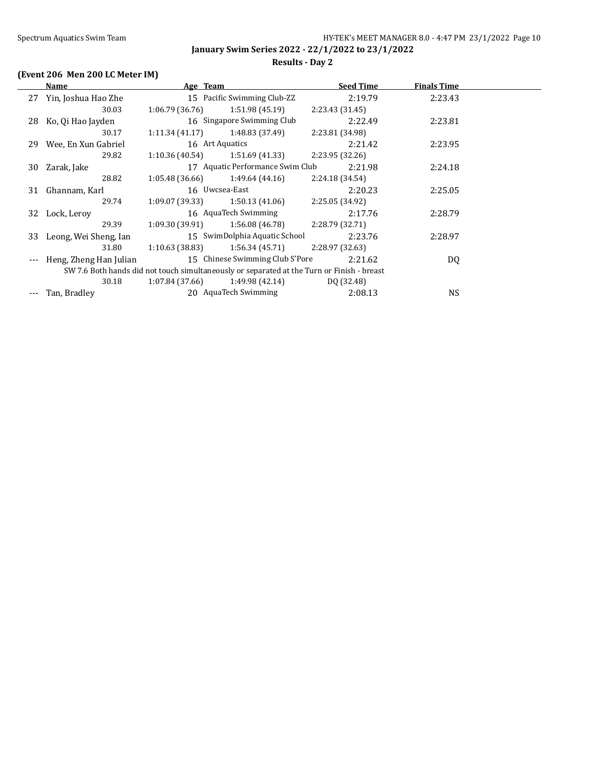## January Swim Series 2022 - 22/1/2022 to 23/1/2022

### Results - Day 2

#### (Event 206 Men 200 LC Meter IM)

| | Name | Age | Team | Seed Time | Finals Time |
|---|---|---|---|---|---|
| 27 | Yin, Joshua Hao Zhe | 15 | Pacific Swimming Club-ZZ | 2:19.79 | 2:23.43 |
| | 30.03 | 1:06.79 (36.76) | 1:51.98 (45.19) | 2:23.43 (31.45) | |
| 28 | Ko, Qi Hao Jayden | 16 | Singapore Swimming Club | 2:22.49 | 2:23.81 |
| | 30.17 | 1:11.34 (41.17) | 1:48.83 (37.49) | 2:23.81 (34.98) | |
| 29 | Wee, En Xun Gabriel | 16 | Art Aquatics | 2:21.42 | 2:23.95 |
| | 29.82 | 1:10.36 (40.54) | 1:51.69 (41.33) | 2:23.95 (32.26) | |
| 30 | Zarak, Jake | 17 | Aquatic Performance Swim Club | 2:21.98 | 2:24.18 |
| | 28.82 | 1:05.48 (36.66) | 1:49.64 (44.16) | 2:24.18 (34.54) | |
| 31 | Ghannam, Karl | 16 | Uwcsea-East | 2:20.23 | 2:25.05 |
| | 29.74 | 1:09.07 (39.33) | 1:50.13 (41.06) | 2:25.05 (34.92) | |
| 32 | Lock, Leroy | 16 | AquaTech Swimming | 2:17.76 | 2:28.79 |
| | 29.39 | 1:09.30 (39.91) | 1:56.08 (46.78) | 2:28.79 (32.71) | |
| 33 | Leong, Wei Sheng, Ian | 15 | SwimDolphia Aquatic School | 2:23.76 | 2:28.97 |
| | 31.80 | 1:10.63 (38.83) | 1:56.34 (45.71) | 2:28.97 (32.63) | |
| --- | Heng, Zheng Han Julian | 15 | Chinese Swimming Club S'Pore | 2:21.62 | DQ |
| | SW 7.6 Both hands did not touch simultaneously or separated at the Turn or Finish - breast | | | | |
| | 30.18 | 1:07.84 (37.66) | 1:49.98 (42.14) | DQ (32.48) | |
| --- | Tan, Bradley | 20 | AquaTech Swimming | 2:08.13 | NS |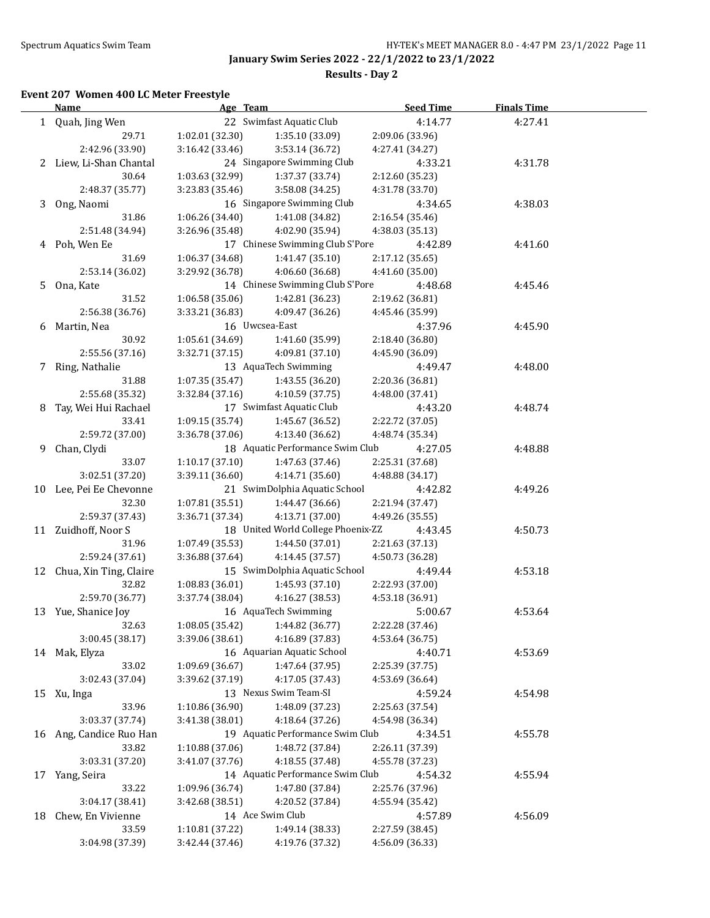# January Swim Series 2022 - 22/1/2022 to 23/1/2022

## Results - Day 2

### Event 207 Women 400 LC Meter Freestyle

| | Name | Age | Team | Seed Time | Finals Time |
|---|---|---|---|---|---|
| 1 | Quah, Jing Wen | 22 | Swimfast Aquatic Club | 4:14.77 | 4:27.41 |
| | 29.71 | 1:02.01 (32.30) | 1:35.10 (33.09) | 2:09.06 (33.96) | |
| | 2:42.96 (33.90) | 3:16.42 (33.46) | 3:53.14 (36.72) | 4:27.41 (34.27) | |
| 2 | Liew, Li-Shan Chantal | 24 | Singapore Swimming Club | 4:33.21 | 4:31.78 |
| | 30.64 | 1:03.63 (32.99) | 1:37.37 (33.74) | 2:12.60 (35.23) | |
| | 2:48.37 (35.77) | 3:23.83 (35.46) | 3:58.08 (34.25) | 4:31.78 (33.70) | |
| 3 | Ong, Naomi | 16 | Singapore Swimming Club | 4:34.65 | 4:38.03 |
| | 31.86 | 1:06.26 (34.40) | 1:41.08 (34.82) | 2:16.54 (35.46) | |
| | 2:51.48 (34.94) | 3:26.96 (35.48) | 4:02.90 (35.94) | 4:38.03 (35.13) | |
| 4 | Poh, Wen Ee | 17 | Chinese Swimming Club S'Pore | 4:42.89 | 4:41.60 |
| | 31.69 | 1:06.37 (34.68) | 1:41.47 (35.10) | 2:17.12 (35.65) | |
| | 2:53.14 (36.02) | 3:29.92 (36.78) | 4:06.60 (36.68) | 4:41.60 (35.00) | |
| 5 | Ona, Kate | 14 | Chinese Swimming Club S'Pore | 4:48.68 | 4:45.46 |
| | 31.52 | 1:06.58 (35.06) | 1:42.81 (36.23) | 2:19.62 (36.81) | |
| | 2:56.38 (36.76) | 3:33.21 (36.83) | 4:09.47 (36.26) | 4:45.46 (35.99) | |
| 6 | Martin, Nea | 16 | Uwcsea-East | 4:37.96 | 4:45.90 |
| | 30.92 | 1:05.61 (34.69) | 1:41.60 (35.99) | 2:18.40 (36.80) | |
| | 2:55.56 (37.16) | 3:32.71 (37.15) | 4:09.81 (37.10) | 4:45.90 (36.09) | |
| 7 | Ring, Nathalie | 13 | AquaTech Swimming | 4:49.47 | 4:48.00 |
| | 31.88 | 1:07.35 (35.47) | 1:43.55 (36.20) | 2:20.36 (36.81) | |
| | 2:55.68 (35.32) | 3:32.84 (37.16) | 4:10.59 (37.75) | 4:48.00 (37.41) | |
| 8 | Tay, Wei Hui Rachael | 17 | Swimfast Aquatic Club | 4:43.20 | 4:48.74 |
| | 33.41 | 1:09.15 (35.74) | 1:45.67 (36.52) | 2:22.72 (37.05) | |
| | 2:59.72 (37.00) | 3:36.78 (37.06) | 4:13.40 (36.62) | 4:48.74 (35.34) | |
| 9 | Chan, Clydi | 18 | Aquatic Performance Swim Club | 4:27.05 | 4:48.88 |
| | 33.07 | 1:10.17 (37.10) | 1:47.63 (37.46) | 2:25.31 (37.68) | |
| | 3:02.51 (37.20) | 3:39.11 (36.60) | 4:14.71 (35.60) | 4:48.88 (34.17) | |
| 10 | Lee, Pei Ee Chevonne | 21 | SwimDolphia Aquatic School | 4:42.82 | 4:49.26 |
| | 32.30 | 1:07.81 (35.51) | 1:44.47 (36.66) | 2:21.94 (37.47) | |
| | 2:59.37 (37.43) | 3:36.71 (37.34) | 4:13.71 (37.00) | 4:49.26 (35.55) | |
| 11 | Zuidhoff, Noor S | 18 | United World College Phoenix-ZZ | 4:43.45 | 4:50.73 |
| | 31.96 | 1:07.49 (35.53) | 1:44.50 (37.01) | 2:21.63 (37.13) | |
| | 2:59.24 (37.61) | 3:36.88 (37.64) | 4:14.45 (37.57) | 4:50.73 (36.28) | |
| 12 | Chua, Xin Ting, Claire | 15 | SwimDolphia Aquatic School | 4:49.44 | 4:53.18 |
| | 32.82 | 1:08.83 (36.01) | 1:45.93 (37.10) | 2:22.93 (37.00) | |
| | 2:59.70 (36.77) | 3:37.74 (38.04) | 4:16.27 (38.53) | 4:53.18 (36.91) | |
| 13 | Yue, Shanice Joy | 16 | AquaTech Swimming | 5:00.67 | 4:53.64 |
| | 32.63 | 1:08.05 (35.42) | 1:44.82 (36.77) | 2:22.28 (37.46) | |
| | 3:00.45 (38.17) | 3:39.06 (38.61) | 4:16.89 (37.83) | 4:53.64 (36.75) | |
| 14 | Mak, Elyza | 16 | Aquarian Aquatic School | 4:40.71 | 4:53.69 |
| | 33.02 | 1:09.69 (36.67) | 1:47.64 (37.95) | 2:25.39 (37.75) | |
| | 3:02.43 (37.04) | 3:39.62 (37.19) | 4:17.05 (37.43) | 4:53.69 (36.64) | |
| 15 | Xu, Inga | 13 | Nexus Swim Team-SI | 4:59.24 | 4:54.98 |
| | 33.96 | 1:10.86 (36.90) | 1:48.09 (37.23) | 2:25.63 (37.54) | |
| | 3:03.37 (37.74) | 3:41.38 (38.01) | 4:18.64 (37.26) | 4:54.98 (36.34) | |
| 16 | Ang, Candice Ruo Han | 19 | Aquatic Performance Swim Club | 4:34.51 | 4:55.78 |
| | 33.82 | 1:10.88 (37.06) | 1:48.72 (37.84) | 2:26.11 (37.39) | |
| | 3:03.31 (37.20) | 3:41.07 (37.76) | 4:18.55 (37.48) | 4:55.78 (37.23) | |
| 17 | Yang, Seira | 14 | Aquatic Performance Swim Club | 4:54.32 | 4:55.94 |
| | 33.22 | 1:09.96 (36.74) | 1:47.80 (37.84) | 2:25.76 (37.96) | |
| | 3:04.17 (38.41) | 3:42.68 (38.51) | 4:20.52 (37.84) | 4:55.94 (35.42) | |
| 18 | Chew, En Vivienne | 14 | Ace Swim Club | 4:57.89 | 4:56.09 |
| | 33.59 | 1:10.81 (37.22) | 1:49.14 (38.33) | 2:27.59 (38.45) | |
| | 3:04.98 (37.39) | 3:42.44 (37.46) | 4:19.76 (37.32) | 4:56.09 (36.33) | |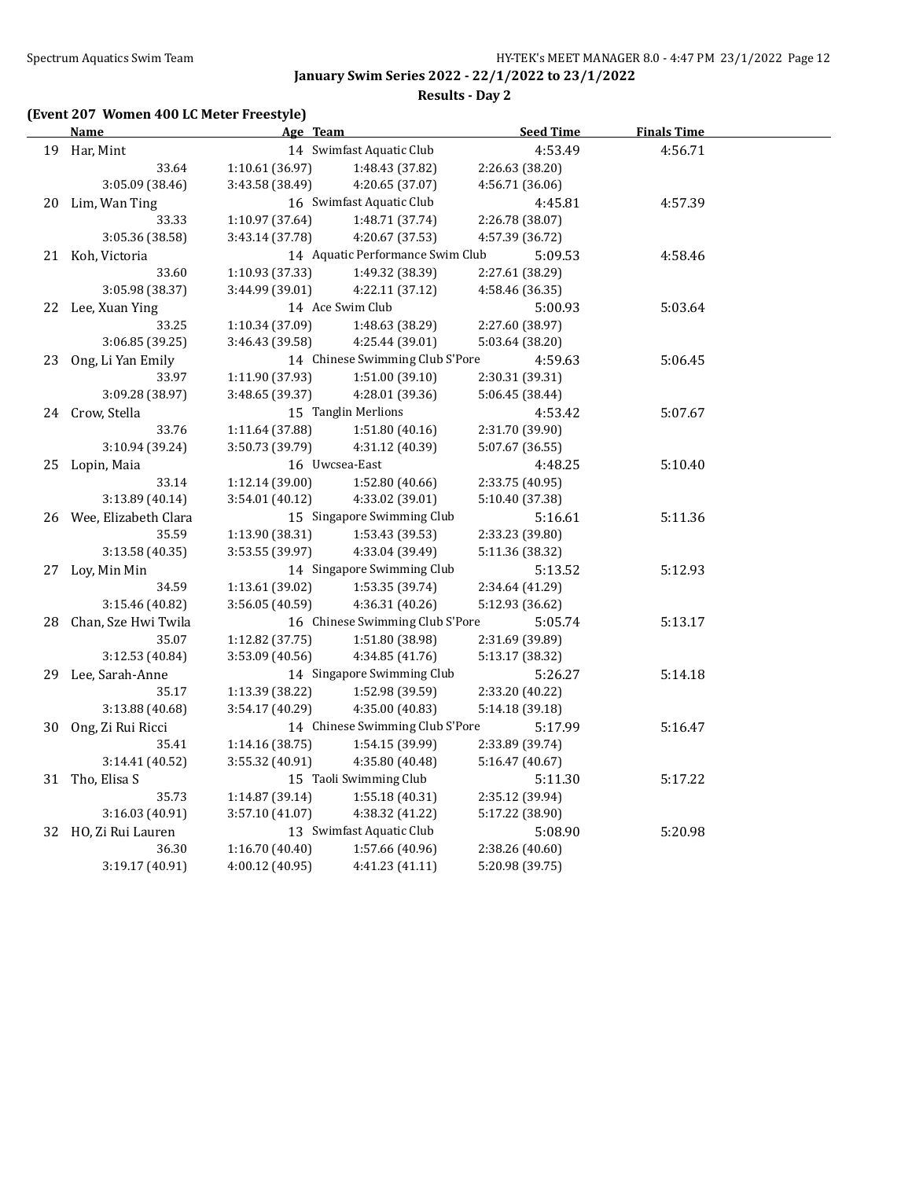# January Swim Series 2022 - 22/1/2022 to 23/1/2022

## Results - Day 2

### (Event 207 Women 400 LC Meter Freestyle)

| | Name | Age | Team | Seed Time | Finals Time |
|---|---|---|---|---|---|
| 19 | Har, Mint | 14 | Swimfast Aquatic Club | 4:53.49 | 4:56.71 |
| | 33.64 | 1:10.61 (36.97) | 1:48.43 (37.82) | 2:26.63 (38.20) | |
| | 3:05.09 (38.46) | 3:43.58 (38.49) | 4:20.65 (37.07) | 4:56.71 (36.06) | |
| 20 | Lim, Wan Ting | 16 | Swimfast Aquatic Club | 4:45.81 | 4:57.39 |
| | 33.33 | 1:10.97 (37.64) | 1:48.71 (37.74) | 2:26.78 (38.07) | |
| | 3:05.36 (38.58) | 3:43.14 (37.78) | 4:20.67 (37.53) | 4:57.39 (36.72) | |
| 21 | Koh, Victoria | 14 | Aquatic Performance Swim Club | 5:09.53 | 4:58.46 |
| | 33.60 | 1:10.93 (37.33) | 1:49.32 (38.39) | 2:27.61 (38.29) | |
| | 3:05.98 (38.37) | 3:44.99 (39.01) | 4:22.11 (37.12) | 4:58.46 (36.35) | |
| 22 | Lee, Xuan Ying | 14 | Ace Swim Club | 5:00.93 | 5:03.64 |
| | 33.25 | 1:10.34 (37.09) | 1:48.63 (38.29) | 2:27.60 (38.97) | |
| | 3:06.85 (39.25) | 3:46.43 (39.58) | 4:25.44 (39.01) | 5:03.64 (38.20) | |
| 23 | Ong, Li Yan Emily | 14 | Chinese Swimming Club S'Pore | 4:59.63 | 5:06.45 |
| | 33.97 | 1:11.90 (37.93) | 1:51.00 (39.10) | 2:30.31 (39.31) | |
| | 3:09.28 (38.97) | 3:48.65 (39.37) | 4:28.01 (39.36) | 5:06.45 (38.44) | |
| 24 | Crow, Stella | 15 | Tanglin Merlions | 4:53.42 | 5:07.67 |
| | 33.76 | 1:11.64 (37.88) | 1:51.80 (40.16) | 2:31.70 (39.90) | |
| | 3:10.94 (39.24) | 3:50.73 (39.79) | 4:31.12 (40.39) | 5:07.67 (36.55) | |
| 25 | Lopin, Maia | 16 | Uwcsea-East | 4:48.25 | 5:10.40 |
| | 33.14 | 1:12.14 (39.00) | 1:52.80 (40.66) | 2:33.75 (40.95) | |
| | 3:13.89 (40.14) | 3:54.01 (40.12) | 4:33.02 (39.01) | 5:10.40 (37.38) | |
| 26 | Wee, Elizabeth Clara | 15 | Singapore Swimming Club | 5:16.61 | 5:11.36 |
| | 35.59 | 1:13.90 (38.31) | 1:53.43 (39.53) | 2:33.23 (39.80) | |
| | 3:13.58 (40.35) | 3:53.55 (39.97) | 4:33.04 (39.49) | 5:11.36 (38.32) | |
| 27 | Loy, Min Min | 14 | Singapore Swimming Club | 5:13.52 | 5:12.93 |
| | 34.59 | 1:13.61 (39.02) | 1:53.35 (39.74) | 2:34.64 (41.29) | |
| | 3:15.46 (40.82) | 3:56.05 (40.59) | 4:36.31 (40.26) | 5:12.93 (36.62) | |
| 28 | Chan, Sze Hwi Twila | 16 | Chinese Swimming Club S'Pore | 5:05.74 | 5:13.17 |
| | 35.07 | 1:12.82 (37.75) | 1:51.80 (38.98) | 2:31.69 (39.89) | |
| | 3:12.53 (40.84) | 3:53.09 (40.56) | 4:34.85 (41.76) | 5:13.17 (38.32) | |
| 29 | Lee, Sarah-Anne | 14 | Singapore Swimming Club | 5:26.27 | 5:14.18 |
| | 35.17 | 1:13.39 (38.22) | 1:52.98 (39.59) | 2:33.20 (40.22) | |
| | 3:13.88 (40.68) | 3:54.17 (40.29) | 4:35.00 (40.83) | 5:14.18 (39.18) | |
| 30 | Ong, Zi Rui Ricci | 14 | Chinese Swimming Club S'Pore | 5:17.99 | 5:16.47 |
| | 35.41 | 1:14.16 (38.75) | 1:54.15 (39.99) | 2:33.89 (39.74) | |
| | 3:14.41 (40.52) | 3:55.32 (40.91) | 4:35.80 (40.48) | 5:16.47 (40.67) | |
| 31 | Tho, Elisa S | 15 | Taoli Swimming Club | 5:11.30 | 5:17.22 |
| | 35.73 | 1:14.87 (39.14) | 1:55.18 (40.31) | 2:35.12 (39.94) | |
| | 3:16.03 (40.91) | 3:57.10 (41.07) | 4:38.32 (41.22) | 5:17.22 (38.90) | |
| 32 | HO, Zi Rui Lauren | 13 | Swimfast Aquatic Club | 5:08.90 | 5:20.98 |
| | 36.30 | 1:16.70 (40.40) | 1:57.66 (40.96) | 2:38.26 (40.60) | |
| | 3:19.17 (40.91) | 4:00.12 (40.95) | 4:41.23 (41.11) | 5:20.98 (39.75) | |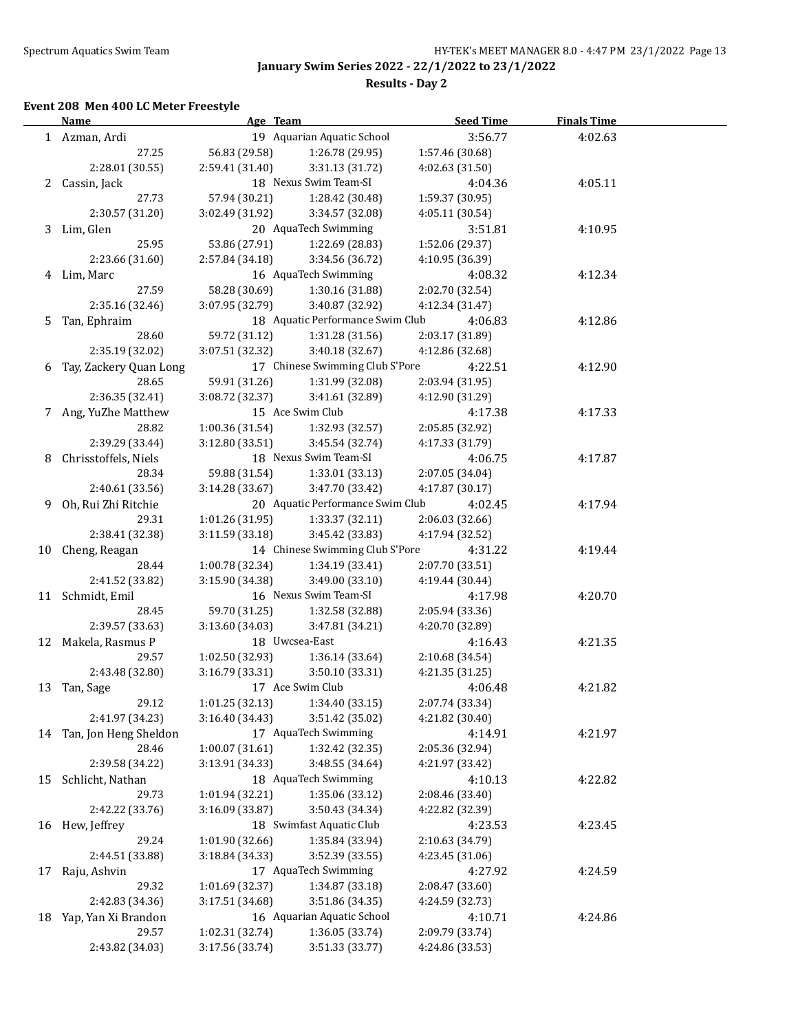**January Swim Series 2022 - 22/1/2022 to 23/1/2022**

**Results - Day 2**

### Event 208 Men 400 LC Meter Freestyle

| | Name | Age | Team | Seed Time | Finals Time |
|---|---|---|---|---|---|
| 1 | Azman, Ardi | 19 | Aquarian Aquatic School | 3:56.77 | 4:02.63 |
| | 27.25 | 56.83 (29.58) | 1:26.78 (29.95) | 1:57.46 (30.68) | |
| | 2:28.01 (30.55) | 2:59.41 (31.40) | 3:31.13 (31.72) | 4:02.63 (31.50) | |
| 2 | Cassin, Jack | 18 | Nexus Swim Team-SI | 4:04.36 | 4:05.11 |
| | 27.73 | 57.94 (30.21) | 1:28.42 (30.48) | 1:59.37 (30.95) | |
| | 2:30.57 (31.20) | 3:02.49 (31.92) | 3:34.57 (32.08) | 4:05.11 (30.54) | |
| 3 | Lim, Glen | 20 | AquaTech Swimming | 3:51.81 | 4:10.95 |
| | 25.95 | 53.86 (27.91) | 1:22.69 (28.83) | 1:52.06 (29.37) | |
| | 2:23.66 (31.60) | 2:57.84 (34.18) | 3:34.56 (36.72) | 4:10.95 (36.39) | |
| 4 | Lim, Marc | 16 | AquaTech Swimming | 4:08.32 | 4:12.34 |
| | 27.59 | 58.28 (30.69) | 1:30.16 (31.88) | 2:02.70 (32.54) | |
| | 2:35.16 (32.46) | 3:07.95 (32.79) | 3:40.87 (32.92) | 4:12.34 (31.47) | |
| 5 | Tan, Ephraim | 18 | Aquatic Performance Swim Club | 4:06.83 | 4:12.86 |
| | 28.60 | 59.72 (31.12) | 1:31.28 (31.56) | 2:03.17 (31.89) | |
| | 2:35.19 (32.02) | 3:07.51 (32.32) | 3:40.18 (32.67) | 4:12.86 (32.68) | |
| 6 | Tay, Zackery Quan Long | 17 | Chinese Swimming Club S'Pore | 4:22.51 | 4:12.90 |
| | 28.65 | 59.91 (31.26) | 1:31.99 (32.08) | 2:03.94 (31.95) | |
| | 2:36.35 (32.41) | 3:08.72 (32.37) | 3:41.61 (32.89) | 4:12.90 (31.29) | |
| 7 | Ang, YuZhe Matthew | 15 | Ace Swim Club | 4:17.38 | 4:17.33 |
| | 28.82 | 1:00.36 (31.54) | 1:32.93 (32.57) | 2:05.85 (32.92) | |
| | 2:39.29 (33.44) | 3:12.80 (33.51) | 3:45.54 (32.74) | 4:17.33 (31.79) | |
| 8 | Chrisstoffels, Niels | 18 | Nexus Swim Team-SI | 4:06.75 | 4:17.87 |
| | 28.34 | 59.88 (31.54) | 1:33.01 (33.13) | 2:07.05 (34.04) | |
| | 2:40.61 (33.56) | 3:14.28 (33.67) | 3:47.70 (33.42) | 4:17.87 (30.17) | |
| 9 | Oh, Rui Zhi Ritchie | 20 | Aquatic Performance Swim Club | 4:02.45 | 4:17.94 |
| | 29.31 | 1:01.26 (31.95) | 1:33.37 (32.11) | 2:06.03 (32.66) | |
| | 2:38.41 (32.38) | 3:11.59 (33.18) | 3:45.42 (33.83) | 4:17.94 (32.52) | |
| 10 | Cheng, Reagan | 14 | Chinese Swimming Club S'Pore | 4:31.22 | 4:19.44 |
| | 28.44 | 1:00.78 (32.34) | 1:34.19 (33.41) | 2:07.70 (33.51) | |
| | 2:41.52 (33.82) | 3:15.90 (34.38) | 3:49.00 (33.10) | 4:19.44 (30.44) | |
| 11 | Schmidt, Emil | 16 | Nexus Swim Team-SI | 4:17.98 | 4:20.70 |
| | 28.45 | 59.70 (31.25) | 1:32.58 (32.88) | 2:05.94 (33.36) | |
| | 2:39.57 (33.63) | 3:13.60 (34.03) | 3:47.81 (34.21) | 4:20.70 (32.89) | |
| 12 | Makela, Rasmus P | 18 | Uwcsea-East | 4:16.43 | 4:21.35 |
| | 29.57 | 1:02.50 (32.93) | 1:36.14 (33.64) | 2:10.68 (34.54) | |
| | 2:43.48 (32.80) | 3:16.79 (33.31) | 3:50.10 (33.31) | 4:21.35 (31.25) | |
| 13 | Tan, Sage | 17 | Ace Swim Club | 4:06.48 | 4:21.82 |
| | 29.12 | 1:01.25 (32.13) | 1:34.40 (33.15) | 2:07.74 (33.34) | |
| | 2:41.97 (34.23) | 3:16.40 (34.43) | 3:51.42 (35.02) | 4:21.82 (30.40) | |
| 14 | Tan, Jon Heng Sheldon | 17 | AquaTech Swimming | 4:14.91 | 4:21.97 |
| | 28.46 | 1:00.07 (31.61) | 1:32.42 (32.35) | 2:05.36 (32.94) | |
| | 2:39.58 (34.22) | 3:13.91 (34.33) | 3:48.55 (34.64) | 4:21.97 (33.42) | |
| 15 | Schlicht, Nathan | 18 | AquaTech Swimming | 4:10.13 | 4:22.82 |
| | 29.73 | 1:01.94 (32.21) | 1:35.06 (33.12) | 2:08.46 (33.40) | |
| | 2:42.22 (33.76) | 3:16.09 (33.87) | 3:50.43 (34.34) | 4:22.82 (32.39) | |
| 16 | Hew, Jeffrey | 18 | Swimfast Aquatic Club | 4:23.53 | 4:23.45 |
| | 29.24 | 1:01.90 (32.66) | 1:35.84 (33.94) | 2:10.63 (34.79) | |
| | 2:44.51 (33.88) | 3:18.84 (34.33) | 3:52.39 (33.55) | 4:23.45 (31.06) | |
| 17 | Raju, Ashvin | 17 | AquaTech Swimming | 4:27.92 | 4:24.59 |
| | 29.32 | 1:01.69 (32.37) | 1:34.87 (33.18) | 2:08.47 (33.60) | |
| | 2:42.83 (34.36) | 3:17.51 (34.68) | 3:51.86 (34.35) | 4:24.59 (32.73) | |
| 18 | Yap, Yan Xi Brandon | 16 | Aquarian Aquatic School | 4:10.71 | 4:24.86 |
| | 29.57 | 1:02.31 (32.74) | 1:36.05 (33.74) | 2:09.79 (33.74) | |
| | 2:43.82 (34.03) | 3:17.56 (33.74) | 3:51.33 (33.77) | 4:24.86 (33.53) | |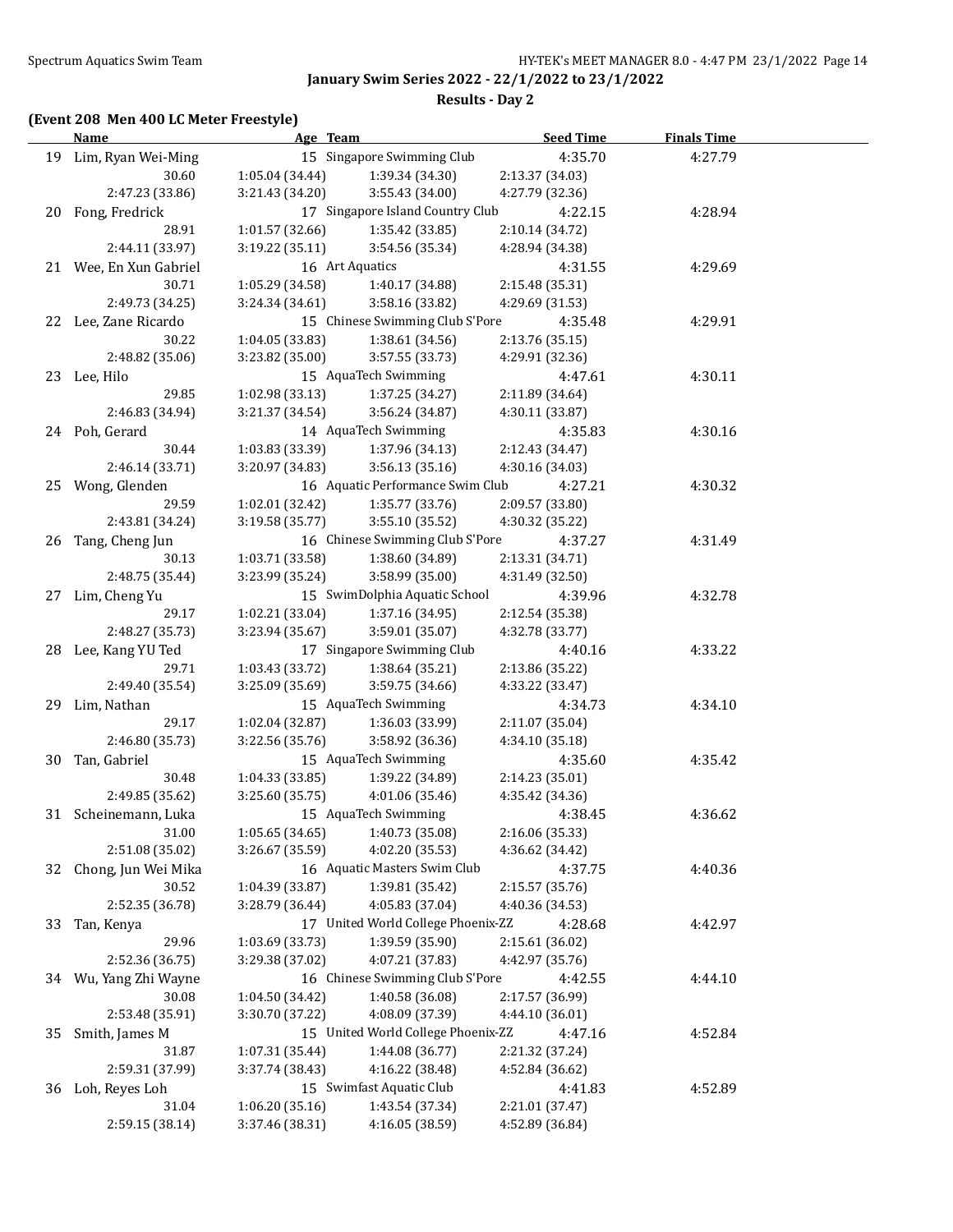# January Swim Series 2022 - 22/1/2022 to 23/1/2022

## Results - Day 2

### (Event 208 Men 400 LC Meter Freestyle)

| | Name | Age | Team | Seed Time | Finals Time |
|---|---|---|---|---|---|
| 19 | Lim, Ryan Wei-Ming | 15 | Singapore Swimming Club | 4:35.70 | 4:27.79 |
| | 30.60 | 1:05.04 (34.44) | 1:39.34 (34.30) | 2:13.37 (34.03) | |
| | 2:47.23 (33.86) | 3:21.43 (34.20) | 3:55.43 (34.00) | 4:27.79 (32.36) | |
| 20 | Fong, Fredrick | 17 | Singapore Island Country Club | 4:22.15 | 4:28.94 |
| | 28.91 | 1:01.57 (32.66) | 1:35.42 (33.85) | 2:10.14 (34.72) | |
| | 2:44.11 (33.97) | 3:19.22 (35.11) | 3:54.56 (35.34) | 4:28.94 (34.38) | |
| 21 | Wee, En Xun Gabriel | 16 | Art Aquatics | 4:31.55 | 4:29.69 |
| | 30.71 | 1:05.29 (34.58) | 1:40.17 (34.88) | 2:15.48 (35.31) | |
| | 2:49.73 (34.25) | 3:24.34 (34.61) | 3:58.16 (33.82) | 4:29.69 (31.53) | |
| 22 | Lee, Zane Ricardo | 15 | Chinese Swimming Club S'Pore | 4:35.48 | 4:29.91 |
| | 30.22 | 1:04.05 (33.83) | 1:38.61 (34.56) | 2:13.76 (35.15) | |
| | 2:48.82 (35.06) | 3:23.82 (35.00) | 3:57.55 (33.73) | 4:29.91 (32.36) | |
| 23 | Lee, Hilo | 15 | AquaTech Swimming | 4:47.61 | 4:30.11 |
| | 29.85 | 1:02.98 (33.13) | 1:37.25 (34.27) | 2:11.89 (34.64) | |
| | 2:46.83 (34.94) | 3:21.37 (34.54) | 3:56.24 (34.87) | 4:30.11 (33.87) | |
| 24 | Poh, Gerard | 14 | AquaTech Swimming | 4:35.83 | 4:30.16 |
| | 30.44 | 1:03.83 (33.39) | 1:37.96 (34.13) | 2:12.43 (34.47) | |
| | 2:46.14 (33.71) | 3:20.97 (34.83) | 3:56.13 (35.16) | 4:30.16 (34.03) | |
| 25 | Wong, Glenden | 16 | Aquatic Performance Swim Club | 4:27.21 | 4:30.32 |
| | 29.59 | 1:02.01 (32.42) | 1:35.77 (33.76) | 2:09.57 (33.80) | |
| | 2:43.81 (34.24) | 3:19.58 (35.77) | 3:55.10 (35.52) | 4:30.32 (35.22) | |
| 26 | Tang, Cheng Jun | 16 | Chinese Swimming Club S'Pore | 4:37.27 | 4:31.49 |
| | 30.13 | 1:03.71 (33.58) | 1:38.60 (34.89) | 2:13.31 (34.71) | |
| | 2:48.75 (35.44) | 3:23.99 (35.24) | 3:58.99 (35.00) | 4:31.49 (32.50) | |
| 27 | Lim, Cheng Yu | 15 | SwimDolphia Aquatic School | 4:39.96 | 4:32.78 |
| | 29.17 | 1:02.21 (33.04) | 1:37.16 (34.95) | 2:12.54 (35.38) | |
| | 2:48.27 (35.73) | 3:23.94 (35.67) | 3:59.01 (35.07) | 4:32.78 (33.77) | |
| 28 | Lee, Kang YU Ted | 17 | Singapore Swimming Club | 4:40.16 | 4:33.22 |
| | 29.71 | 1:03.43 (33.72) | 1:38.64 (35.21) | 2:13.86 (35.22) | |
| | 2:49.40 (35.54) | 3:25.09 (35.69) | 3:59.75 (34.66) | 4:33.22 (33.47) | |
| 29 | Lim, Nathan | 15 | AquaTech Swimming | 4:34.73 | 4:34.10 |
| | 29.17 | 1:02.04 (32.87) | 1:36.03 (33.99) | 2:11.07 (35.04) | |
| | 2:46.80 (35.73) | 3:22.56 (35.76) | 3:58.92 (36.36) | 4:34.10 (35.18) | |
| 30 | Tan, Gabriel | 15 | AquaTech Swimming | 4:35.60 | 4:35.42 |
| | 30.48 | 1:04.33 (33.85) | 1:39.22 (34.89) | 2:14.23 (35.01) | |
| | 2:49.85 (35.62) | 3:25.60 (35.75) | 4:01.06 (35.46) | 4:35.42 (34.36) | |
| 31 | Scheinemann, Luka | 15 | AquaTech Swimming | 4:38.45 | 4:36.62 |
| | 31.00 | 1:05.65 (34.65) | 1:40.73 (35.08) | 2:16.06 (35.33) | |
| | 2:51.08 (35.02) | 3:26.67 (35.59) | 4:02.20 (35.53) | 4:36.62 (34.42) | |
| 32 | Chong, Jun Wei Mika | 16 | Aquatic Masters Swim Club | 4:37.75 | 4:40.36 |
| | 30.52 | 1:04.39 (33.87) | 1:39.81 (35.42) | 2:15.57 (35.76) | |
| | 2:52.35 (36.78) | 3:28.79 (36.44) | 4:05.83 (37.04) | 4:40.36 (34.53) | |
| 33 | Tan, Kenya | 17 | United World College Phoenix-ZZ | 4:28.68 | 4:42.97 |
| | 29.96 | 1:03.69 (33.73) | 1:39.59 (35.90) | 2:15.61 (36.02) | |
| | 2:52.36 (36.75) | 3:29.38 (37.02) | 4:07.21 (37.83) | 4:42.97 (35.76) | |
| 34 | Wu, Yang Zhi Wayne | 16 | Chinese Swimming Club S'Pore | 4:42.55 | 4:44.10 |
| | 30.08 | 1:04.50 (34.42) | 1:40.58 (36.08) | 2:17.57 (36.99) | |
| | 2:53.48 (35.91) | 3:30.70 (37.22) | 4:08.09 (37.39) | 4:44.10 (36.01) | |
| 35 | Smith, James M | 15 | United World College Phoenix-ZZ | 4:47.16 | 4:52.84 |
| | 31.87 | 1:07.31 (35.44) | 1:44.08 (36.77) | 2:21.32 (37.24) | |
| | 2:59.31 (37.99) | 3:37.74 (38.43) | 4:16.22 (38.48) | 4:52.84 (36.62) | |
| 36 | Loh, Reyes Loh | 15 | Swimfast Aquatic Club | 4:41.83 | 4:52.89 |
| | 31.04 | 1:06.20 (35.16) | 1:43.54 (37.34) | 2:21.01 (37.47) | |
| | 2:59.15 (38.14) | 3:37.46 (38.31) | 4:16.05 (38.59) | 4:52.89 (36.84) | |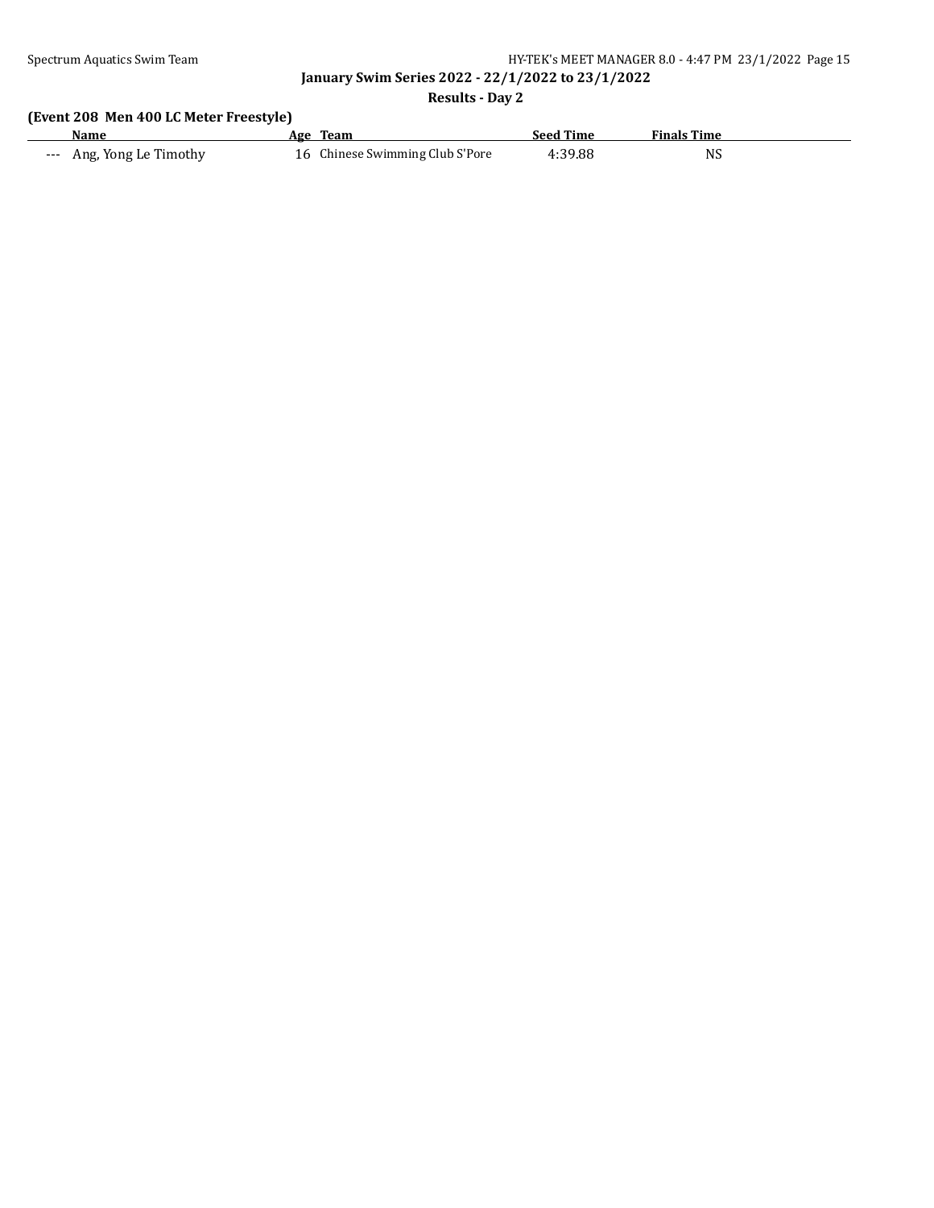**(Event 208 Men 400 LC Meter Freestyle)**

| | Name | Age | Team | Seed Time | Finals Time |
|---|---|---|---|---|---|
| --- | Ang, Yong Le Timothy | 16 | Chinese Swimming Club S'Pore | 4:39.88 | NS |